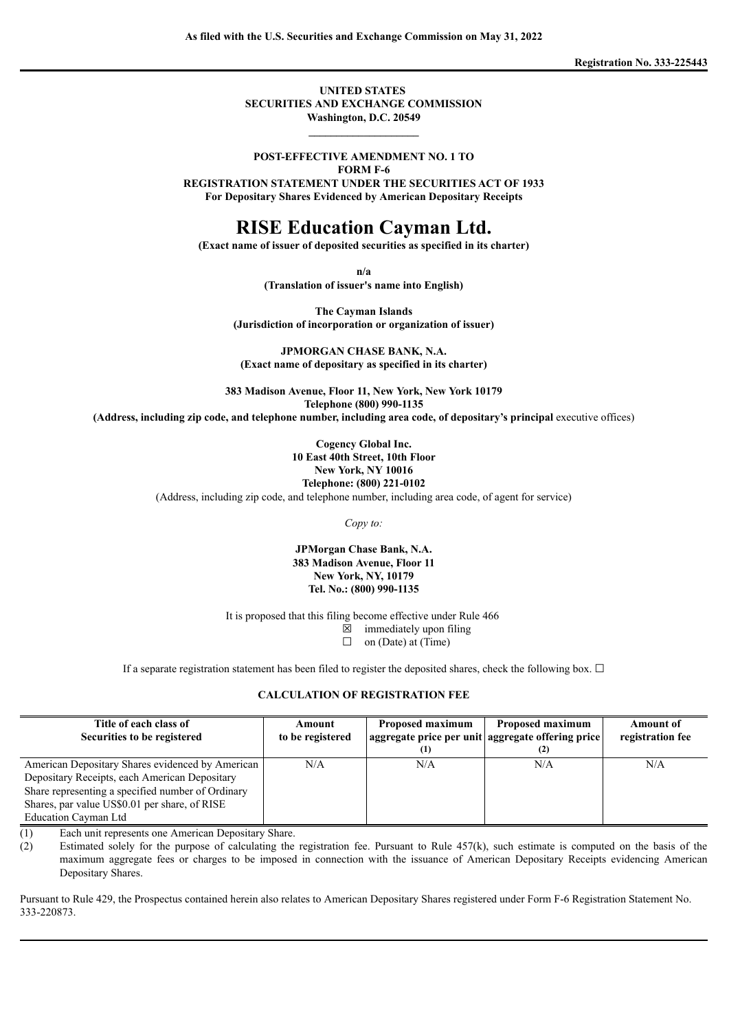**As filed with the U.S. Securities and Exchange Commission on May 31, 2022**

**Registration No. 333-225443**

**UNITED STATES**
**SECURITIES AND EXCHANGE COMMISSION**
**Washington, D.C. 20549**

---

**POST-EFFECTIVE AMENDMENT NO. 1 TO**
**FORM F-6**
**REGISTRATION STATEMENT UNDER THE SECURITIES ACT OF 1933**
**For Depositary Shares Evidenced by American Depositary Receipts**

# RISE Education Cayman Ltd.

**(Exact name of issuer of deposited securities as specified in its charter)**

**n/a**
**(Translation of issuer's name into English)**

**The Cayman Islands**
**(Jurisdiction of incorporation or organization of issuer)**

**JPMORGAN CHASE BANK, N.A.**
**(Exact name of depositary as specified in its charter)**

**383 Madison Avenue, Floor 11, New York, New York 10179**
**Telephone (800) 990-1135**
**(Address, including zip code, and telephone number, including area code, of depositary's principal** executive offices)

**Cogency Global Inc.**
**10 East 40th Street, 10th Floor**
**New York, NY 10016**
**Telephone: (800) 221-0102**
(Address, including zip code, and telephone number, including area code, of agent for service)

*Copy to:*

**JPMorgan Chase Bank, N.A.**
**383 Madison Avenue, Floor 11**
**New York, NY, 10179**
**Tel. No.: (800) 990-1135**

It is proposed that this filing become effective under Rule 466
☒ immediately upon filing
☐ on (Date) at (Time)

If a separate registration statement has been filed to register the deposited shares, check the following box. ☐

**CALCULATION OF REGISTRATION FEE**

| Title of each class of Securities to be registered | Amount to be registered | Proposed maximum aggregate price per unit (1) | Proposed maximum aggregate offering price (2) | Amount of registration fee |
|---|---|---|---|---|
| American Depositary Shares evidenced by American Depositary Receipts, each American Depositary Share representing a specified number of Ordinary Shares, par value US$0.01 per share, of RISE Education Cayman Ltd | N/A | N/A | N/A | N/A |

(1) Each unit represents one American Depositary Share.

(2) Estimated solely for the purpose of calculating the registration fee. Pursuant to Rule 457(k), such estimate is computed on the basis of the maximum aggregate fees or charges to be imposed in connection with the issuance of American Depositary Receipts evidencing American Depositary Shares.

Pursuant to Rule 429, the Prospectus contained herein also relates to American Depositary Shares registered under Form F-6 Registration Statement No. 333-220873.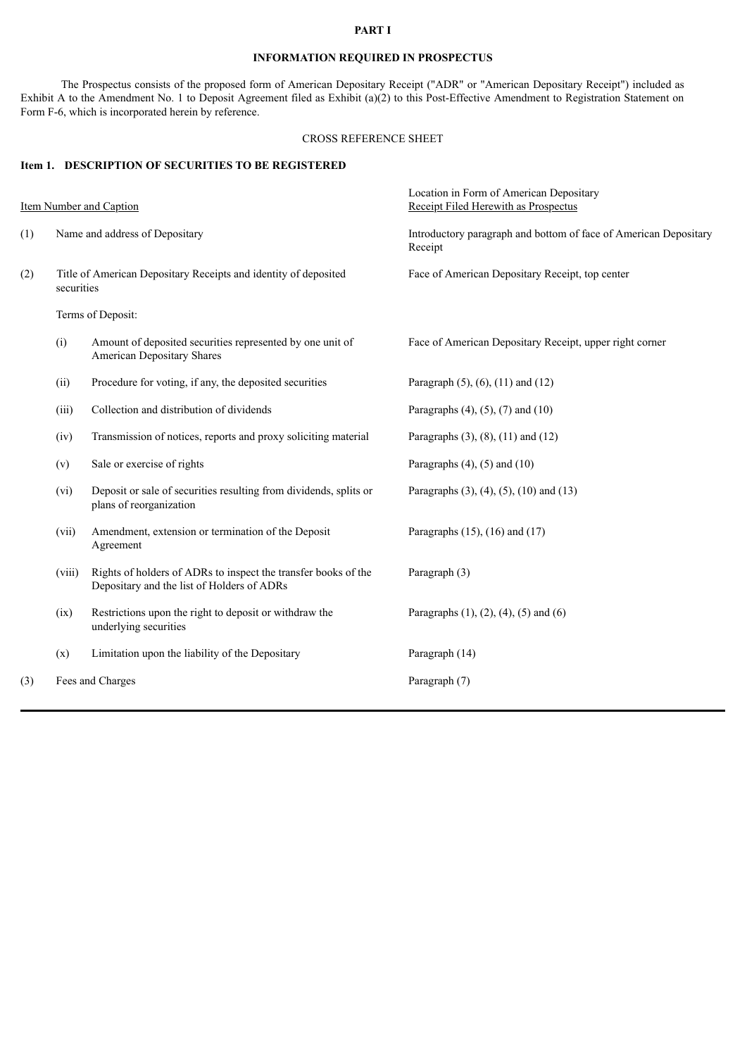# PART I

## INFORMATION REQUIRED IN PROSPECTUS

The Prospectus consists of the proposed form of American Depositary Receipt ("ADR" or "American Depositary Receipt") included as Exhibit A to the Amendment No. 1 to Deposit Agreement filed as Exhibit (a)(2) to this Post-Effective Amendment to Registration Statement on Form F-6, which is incorporated herein by reference.

CROSS REFERENCE SHEET

### Item 1. DESCRIPTION OF SECURITIES TO BE REGISTERED

| | | Item Number and Caption | Location in Form of American Depositary Receipt Filed Herewith as Prospectus |
|---|---|---|---|
| (1) | | Name and address of Depositary | Introductory paragraph and bottom of face of American Depositary Receipt |
| (2) | | Title of American Depositary Receipts and identity of deposited securities | Face of American Depositary Receipt, top center |
| | | Terms of Deposit: | |
| | (i) | Amount of deposited securities represented by one unit of American Depositary Shares | Face of American Depositary Receipt, upper right corner |
| | (ii) | Procedure for voting, if any, the deposited securities | Paragraph (5), (6), (11) and (12) |
| | (iii) | Collection and distribution of dividends | Paragraphs (4), (5), (7) and (10) |
| | (iv) | Transmission of notices, reports and proxy soliciting material | Paragraphs (3), (8), (11) and (12) |
| | (v) | Sale or exercise of rights | Paragraphs (4), (5) and (10) |
| | (vi) | Deposit or sale of securities resulting from dividends, splits or plans of reorganization | Paragraphs (3), (4), (5), (10) and (13) |
| | (vii) | Amendment, extension or termination of the Deposit Agreement | Paragraphs (15), (16) and (17) |
| | (viii) | Rights of holders of ADRs to inspect the transfer books of the Depositary and the list of Holders of ADRs | Paragraph (3) |
| | (ix) | Restrictions upon the right to deposit or withdraw the underlying securities | Paragraphs (1), (2), (4), (5) and (6) |
| | (x) | Limitation upon the liability of the Depositary | Paragraph (14) |
| (3) | | Fees and Charges | Paragraph (7) |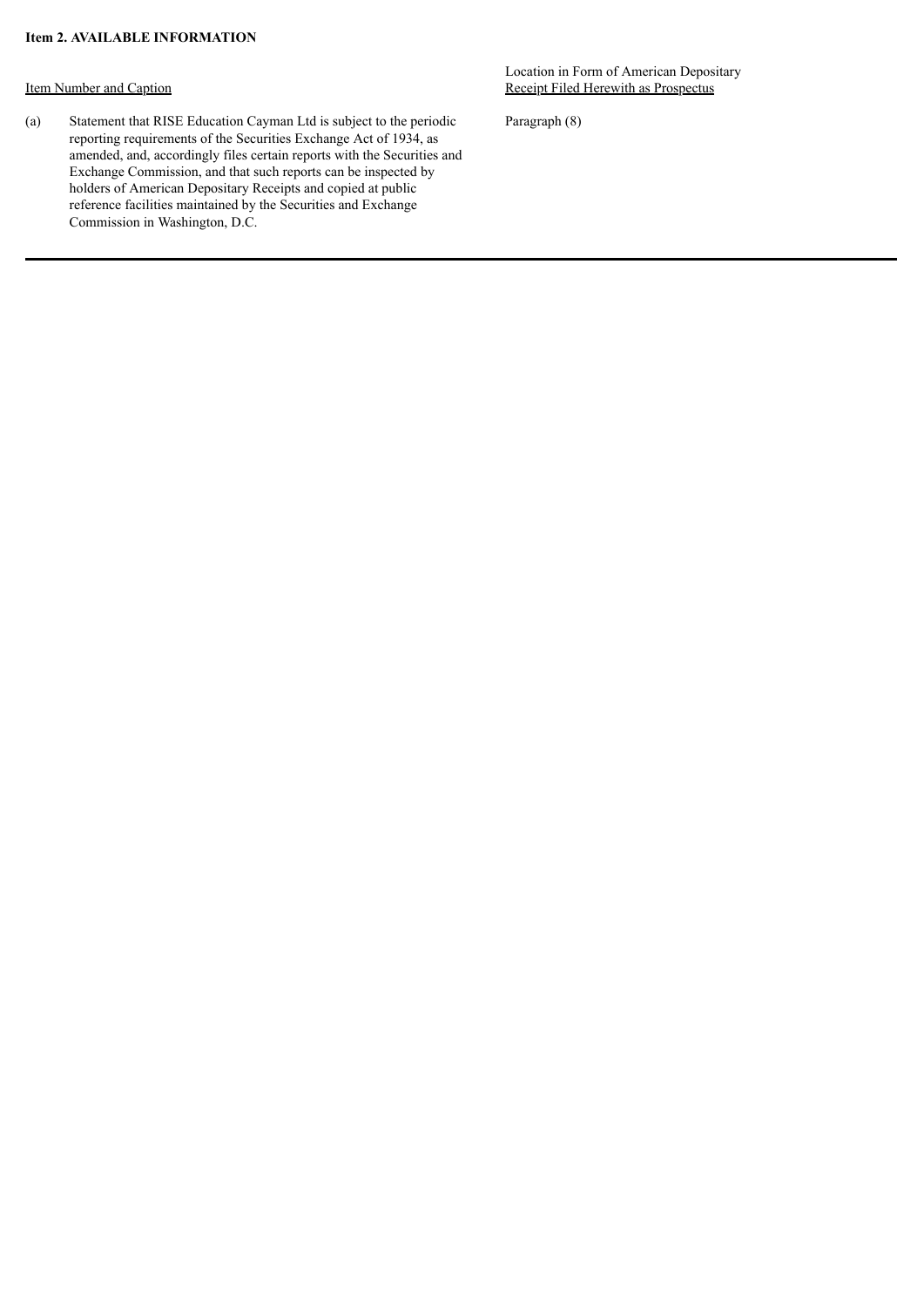**Item 2. AVAILABLE INFORMATION**

| Item Number and Caption | | Location in Form of American Depositary Receipt Filed Herewith as Prospectus |
|---|---|---|
| (a) | Statement that RISE Education Cayman Ltd is subject to the periodic reporting requirements of the Securities Exchange Act of 1934, as amended, and, accordingly files certain reports with the Securities and Exchange Commission, and that such reports can be inspected by holders of American Depositary Receipts and copied at public reference facilities maintained by the Securities and Exchange Commission in Washington, D.C. | Paragraph (8) |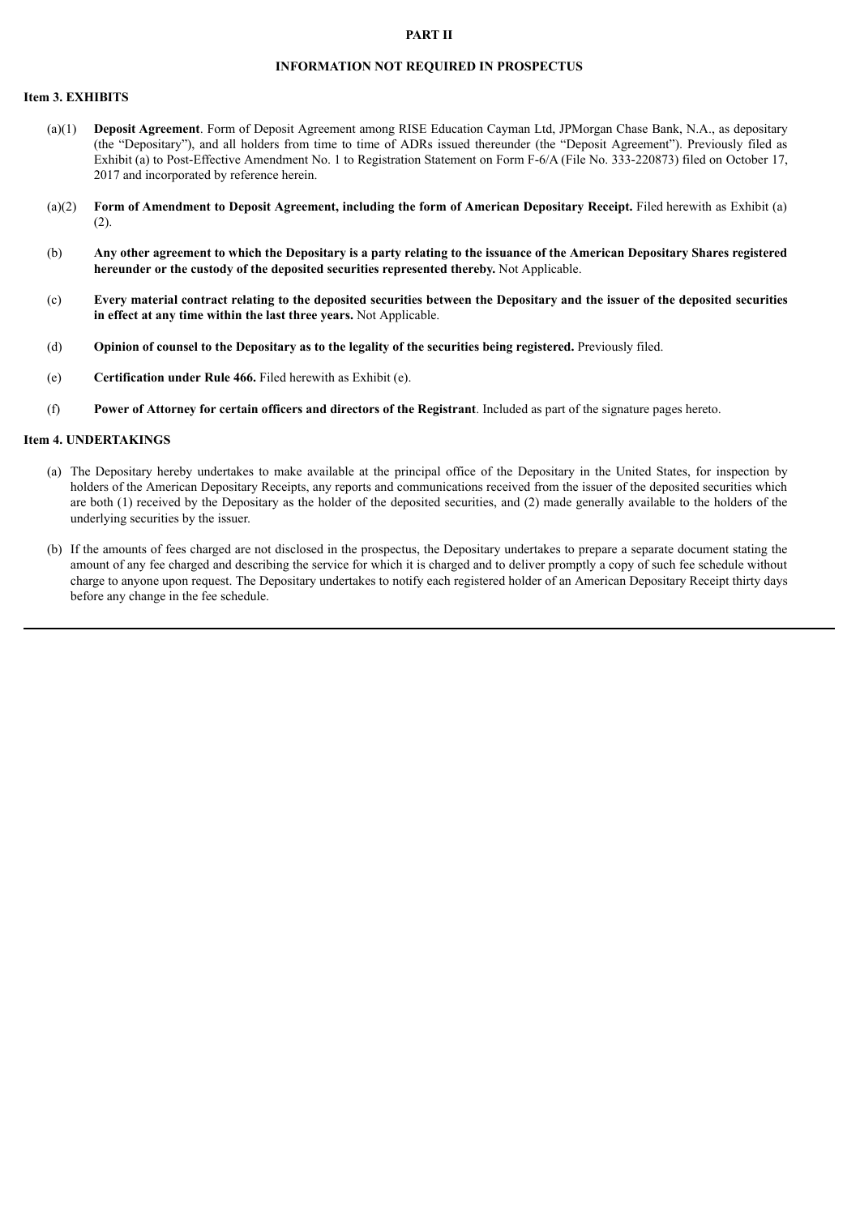# PART II

## INFORMATION NOT REQUIRED IN PROSPECTUS

### Item 3. EXHIBITS

(a)(1) **Deposit Agreement**. Form of Deposit Agreement among RISE Education Cayman Ltd, JPMorgan Chase Bank, N.A., as depositary (the "Depositary"), and all holders from time to time of ADRs issued thereunder (the "Deposit Agreement"). Previously filed as Exhibit (a) to Post-Effective Amendment No. 1 to Registration Statement on Form F-6/A (File No. 333-220873) filed on October 17, 2017 and incorporated by reference herein.

(a)(2) **Form of Amendment to Deposit Agreement, including the form of American Depositary Receipt.** Filed herewith as Exhibit (a)(2).

(b) **Any other agreement to which the Depositary is a party relating to the issuance of the American Depositary Shares registered hereunder or the custody of the deposited securities represented thereby.** Not Applicable.

(c) **Every material contract relating to the deposited securities between the Depositary and the issuer of the deposited securities in effect at any time within the last three years.** Not Applicable.

(d) **Opinion of counsel to the Depositary as to the legality of the securities being registered.** Previously filed.

(e) **Certification under Rule 466.** Filed herewith as Exhibit (e).

(f) **Power of Attorney for certain officers and directors of the Registrant**. Included as part of the signature pages hereto.

### Item 4. UNDERTAKINGS

(a) The Depositary hereby undertakes to make available at the principal office of the Depositary in the United States, for inspection by holders of the American Depositary Receipts, any reports and communications received from the issuer of the deposited securities which are both (1) received by the Depositary as the holder of the deposited securities, and (2) made generally available to the holders of the underlying securities by the issuer.

(b) If the amounts of fees charged are not disclosed in the prospectus, the Depositary undertakes to prepare a separate document stating the amount of any fee charged and describing the service for which it is charged and to deliver promptly a copy of such fee schedule without charge to anyone upon request. The Depositary undertakes to notify each registered holder of an American Depositary Receipt thirty days before any change in the fee schedule.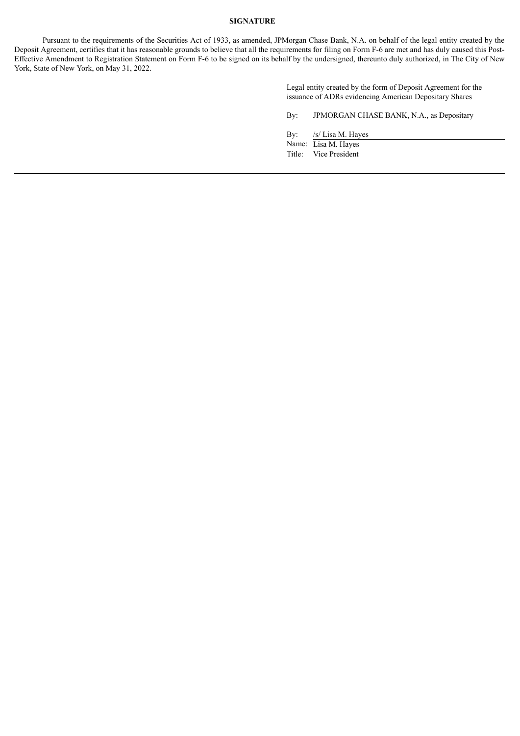**SIGNATURE**

Pursuant to the requirements of the Securities Act of 1933, as amended, JPMorgan Chase Bank, N.A. on behalf of the legal entity created by the Deposit Agreement, certifies that it has reasonable grounds to believe that all the requirements for filing on Form F-6 are met and has duly caused this Post-Effective Amendment to Registration Statement on Form F-6 to be signed on its behalf by the undersigned, thereunto duly authorized, in The City of New York, State of New York, on May 31, 2022.

Legal entity created by the form of Deposit Agreement for the issuance of ADRs evidencing American Depositary Shares

By: JPMORGAN CHASE BANK, N.A., as Depositary

By: /s/ Lisa M. Hayes
Name: Lisa M. Hayes
Title: Vice President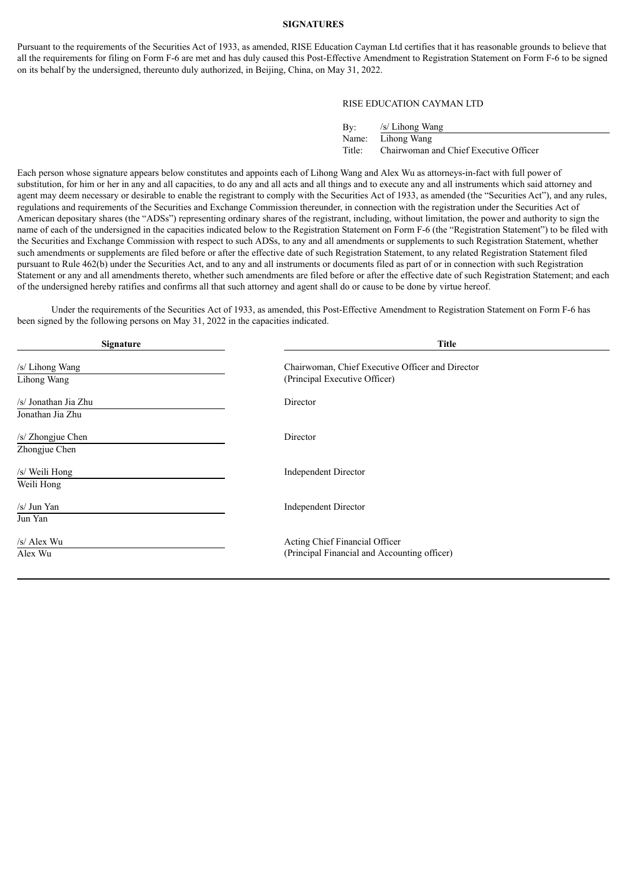**SIGNATURES**

Pursuant to the requirements of the Securities Act of 1933, as amended, RISE Education Cayman Ltd certifies that it has reasonable grounds to believe that all the requirements for filing on Form F-6 are met and has duly caused this Post-Effective Amendment to Registration Statement on Form F-6 to be signed on its behalf by the undersigned, thereunto duly authorized, in Beijing, China, on May 31, 2022.

RISE EDUCATION CAYMAN LTD

By: /s/ Lihong Wang
Name: Lihong Wang
Title: Chairwoman and Chief Executive Officer

Each person whose signature appears below constitutes and appoints each of Lihong Wang and Alex Wu as attorneys-in-fact with full power of substitution, for him or her in any and all capacities, to do any and all acts and all things and to execute any and all instruments which said attorney and agent may deem necessary or desirable to enable the registrant to comply with the Securities Act of 1933, as amended (the "Securities Act"), and any rules, regulations and requirements of the Securities and Exchange Commission thereunder, in connection with the registration under the Securities Act of American depositary shares (the "ADSs") representing ordinary shares of the registrant, including, without limitation, the power and authority to sign the name of each of the undersigned in the capacities indicated below to the Registration Statement on Form F-6 (the "Registration Statement") to be filed with the Securities and Exchange Commission with respect to such ADSs, to any and all amendments or supplements to such Registration Statement, whether such amendments or supplements are filed before or after the effective date of such Registration Statement, to any related Registration Statement filed pursuant to Rule 462(b) under the Securities Act, and to any and all instruments or documents filed as part of or in connection with such Registration Statement or any and all amendments thereto, whether such amendments are filed before or after the effective date of such Registration Statement; and each of the undersigned hereby ratifies and confirms all that such attorney and agent shall do or cause to be done by virtue hereof.

Under the requirements of the Securities Act of 1933, as amended, this Post-Effective Amendment to Registration Statement on Form F-6 has been signed by the following persons on May 31, 2022 in the capacities indicated.

| Signature | Title |
|---|---|
| /s/ Lihong Wang<br>Lihong Wang | Chairwoman, Chief Executive Officer and Director<br>(Principal Executive Officer) |
| /s/ Jonathan Jia Zhu<br>Jonathan Jia Zhu | Director |
| /s/ Zhongjue Chen<br>Zhongjue Chen | Director |
| /s/ Weili Hong<br>Weili Hong | Independent Director |
| /s/ Jun Yan<br>Jun Yan | Independent Director |
| /s/ Alex Wu<br>Alex Wu | Acting Chief Financial Officer<br>(Principal Financial and Accounting officer) |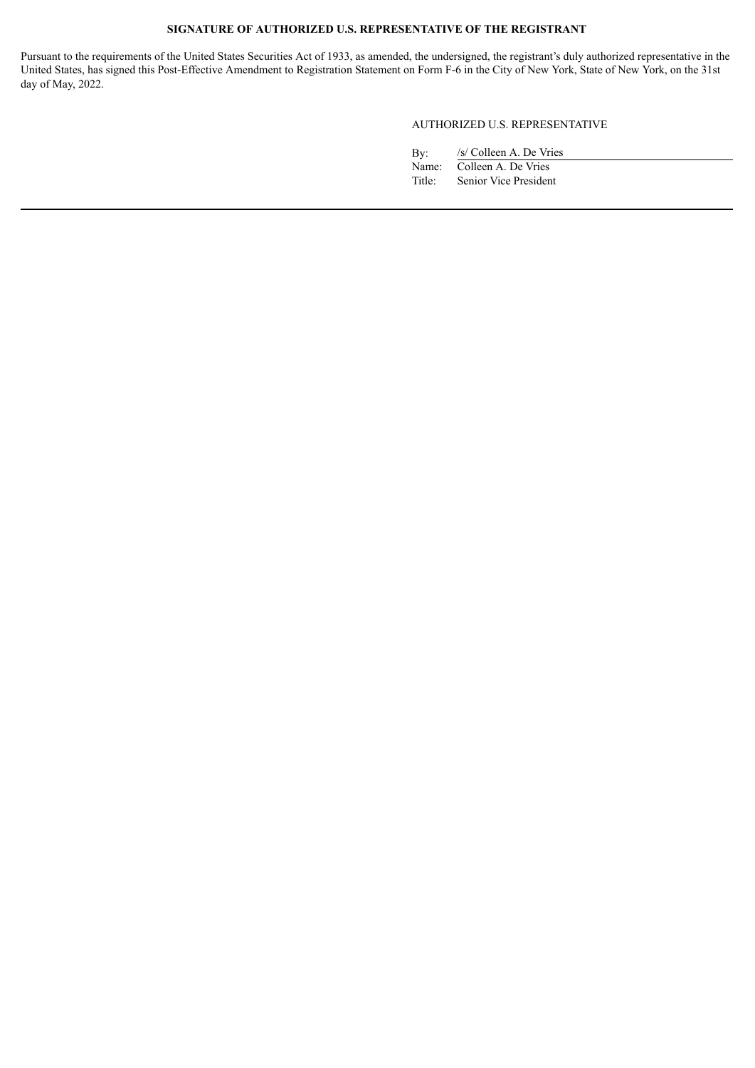**SIGNATURE OF AUTHORIZED U.S. REPRESENTATIVE OF THE REGISTRANT**

Pursuant to the requirements of the United States Securities Act of 1933, as amended, the undersigned, the registrant's duly authorized representative in the United States, has signed this Post-Effective Amendment to Registration Statement on Form F-6 in the City of New York, State of New York, on the 31st day of May, 2022.

AUTHORIZED U.S. REPRESENTATIVE

By: /s/ Colleen A. De Vries
Name: Colleen A. De Vries
Title: Senior Vice President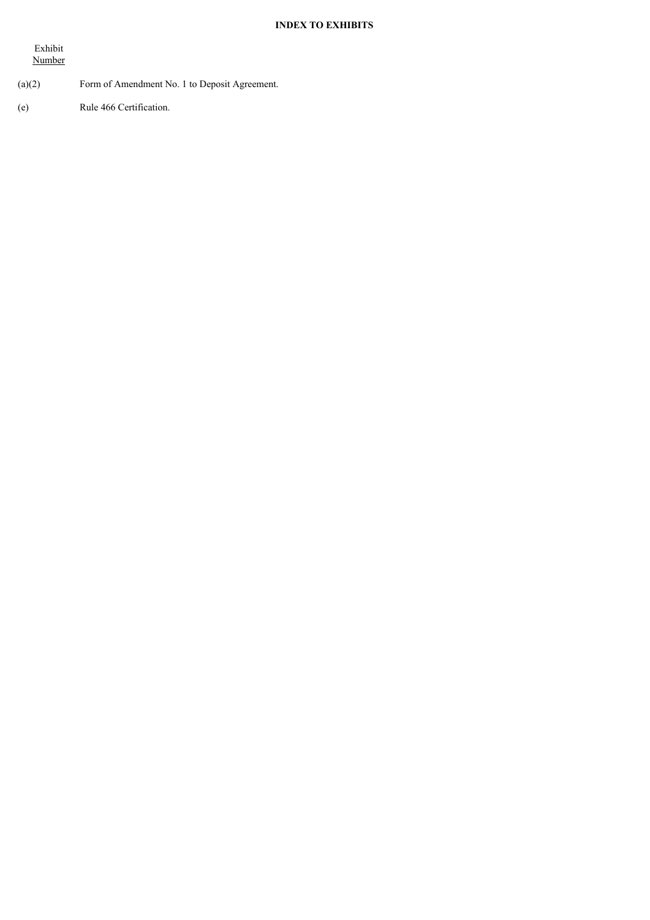**INDEX TO EXHIBITS**

| Exhibit Number | |
|---|---|
| (a)(2) | Form of Amendment No. 1 to Deposit Agreement. |
| (e) | Rule 466 Certification. |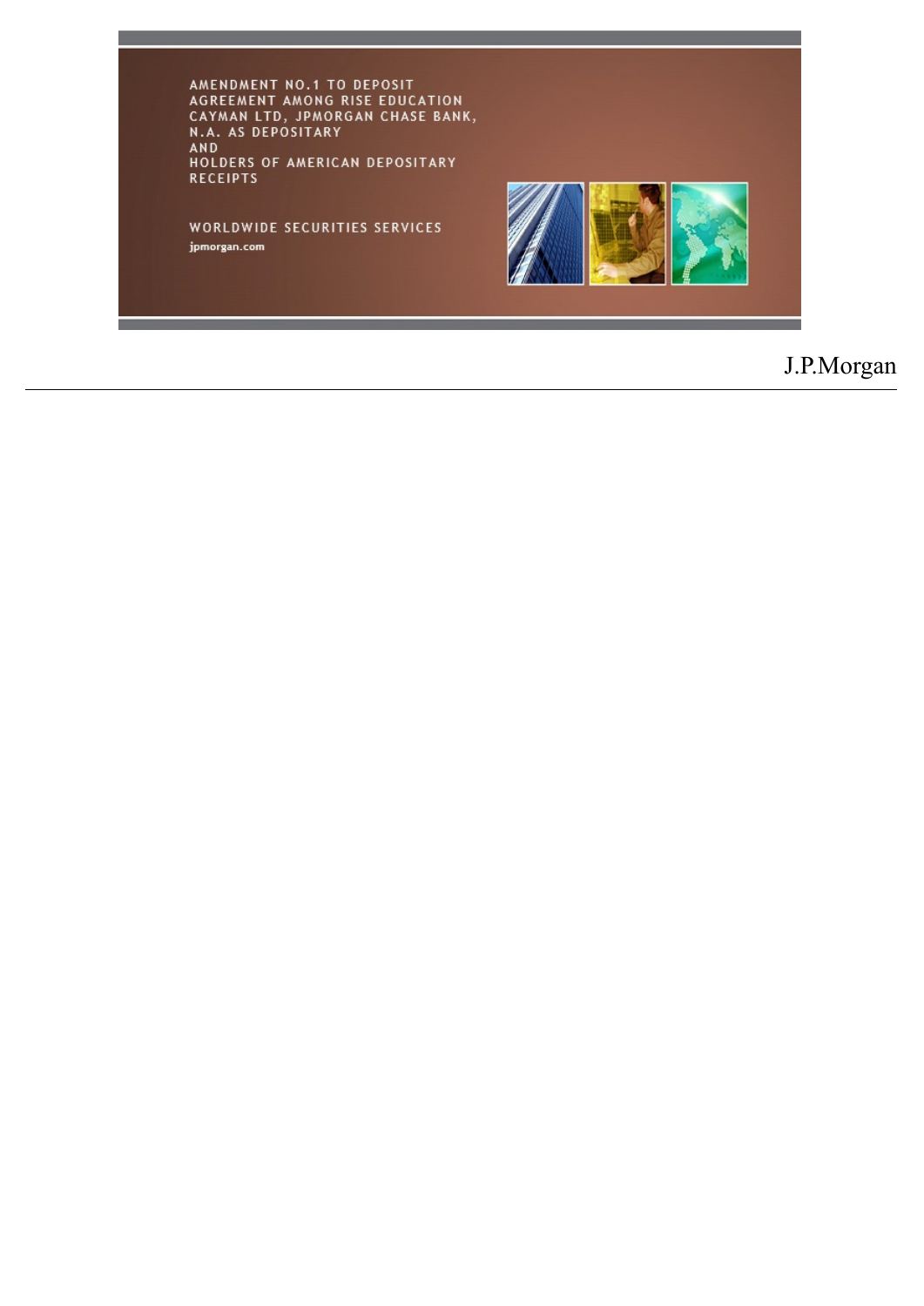# AMENDMENT NO.1 TO DEPOSIT AGREEMENT AMONG RISE EDUCATION CAYMAN LTD, JPMORGAN CHASE BANK, N.A. AS DEPOSITARY AND HOLDERS OF AMERICAN DEPOSITARY RECEIPTS

WORLDWIDE SECURITIES SERVICES

jpmorgan.com

J.P.Morgan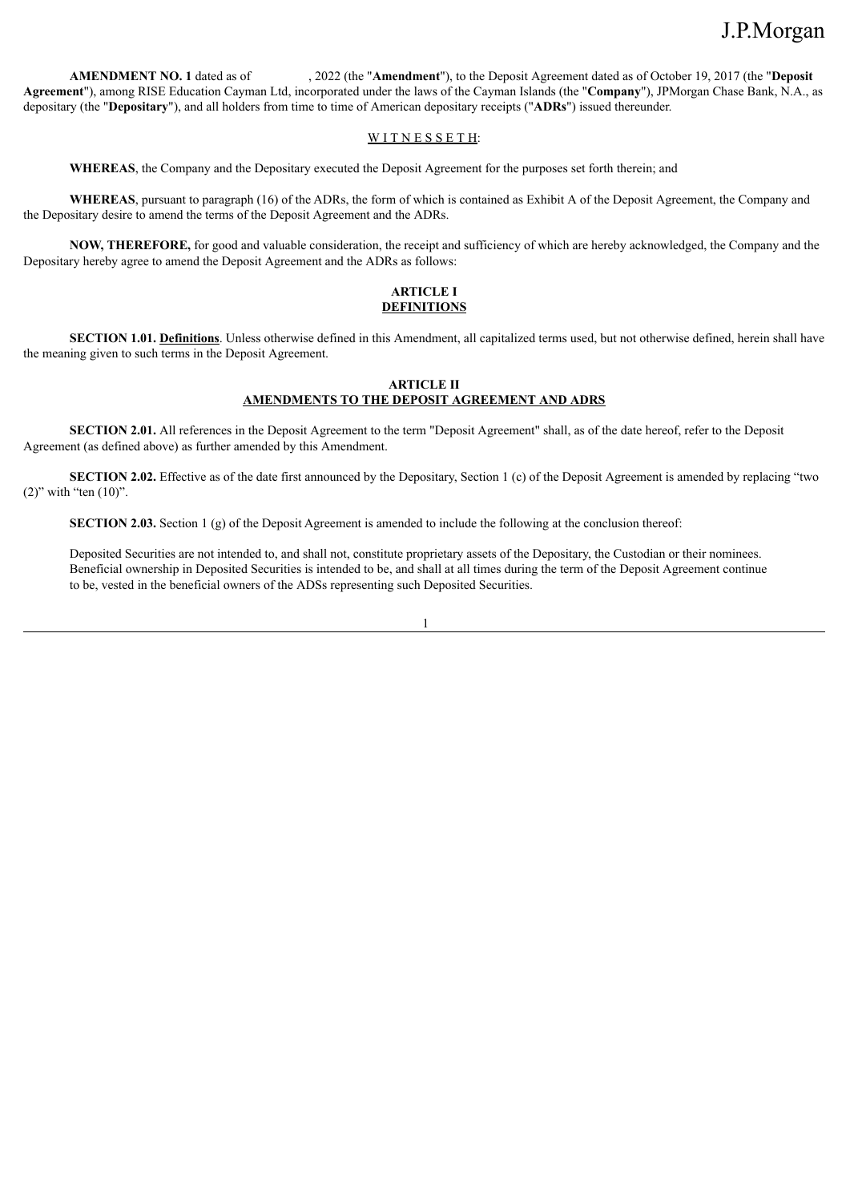J.P.Morgan

**AMENDMENT NO. 1** dated as of , 2022 (the "**Amendment**"), to the Deposit Agreement dated as of October 19, 2017 (the "**Deposit Agreement**"), among RISE Education Cayman Ltd, incorporated under the laws of the Cayman Islands (the "**Company**"), JPMorgan Chase Bank, N.A., as depositary (the "**Depositary**"), and all holders from time to time of American depositary receipts ("**ADRs**") issued thereunder.

W I T N E S S E T H:

**WHEREAS**, the Company and the Depositary executed the Deposit Agreement for the purposes set forth therein; and

**WHEREAS**, pursuant to paragraph (16) of the ADRs, the form of which is contained as Exhibit A of the Deposit Agreement, the Company and the Depositary desire to amend the terms of the Deposit Agreement and the ADRs.

**NOW, THEREFORE,** for good and valuable consideration, the receipt and sufficiency of which are hereby acknowledged, the Company and the Depositary hereby agree to amend the Deposit Agreement and the ADRs as follows:

## ARTICLE I
## DEFINITIONS

**SECTION 1.01. Definitions**. Unless otherwise defined in this Amendment, all capitalized terms used, but not otherwise defined, herein shall have the meaning given to such terms in the Deposit Agreement.

## ARTICLE II
## AMENDMENTS TO THE DEPOSIT AGREEMENT AND ADRS

**SECTION 2.01.** All references in the Deposit Agreement to the term "Deposit Agreement" shall, as of the date hereof, refer to the Deposit Agreement (as defined above) as further amended by this Amendment.

**SECTION 2.02.** Effective as of the date first announced by the Depositary, Section 1 (c) of the Deposit Agreement is amended by replacing "two (2)" with "ten (10)".

**SECTION 2.03.** Section 1 (g) of the Deposit Agreement is amended to include the following at the conclusion thereof:

Deposited Securities are not intended to, and shall not, constitute proprietary assets of the Depositary, the Custodian or their nominees. Beneficial ownership in Deposited Securities is intended to be, and shall at all times during the term of the Deposit Agreement continue to be, vested in the beneficial owners of the ADSs representing such Deposited Securities.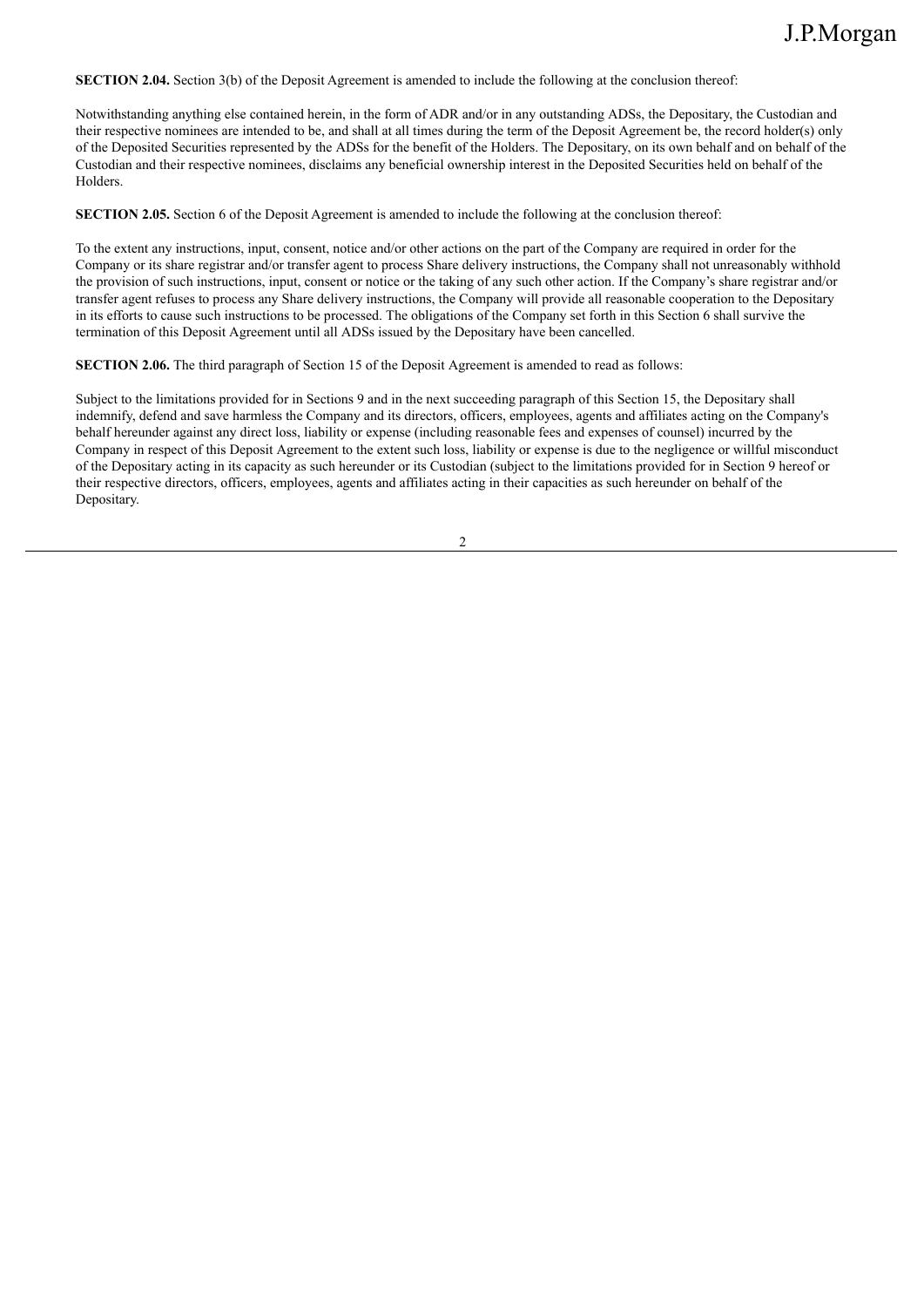**SECTION 2.04.** Section 3(b) of the Deposit Agreement is amended to include the following at the conclusion thereof:

Notwithstanding anything else contained herein, in the form of ADR and/or in any outstanding ADSs, the Depositary, the Custodian and their respective nominees are intended to be, and shall at all times during the term of the Deposit Agreement be, the record holder(s) only of the Deposited Securities represented by the ADSs for the benefit of the Holders. The Depositary, on its own behalf and on behalf of the Custodian and their respective nominees, disclaims any beneficial ownership interest in the Deposited Securities held on behalf of the Holders.

**SECTION 2.05.** Section 6 of the Deposit Agreement is amended to include the following at the conclusion thereof:

To the extent any instructions, input, consent, notice and/or other actions on the part of the Company are required in order for the Company or its share registrar and/or transfer agent to process Share delivery instructions, the Company shall not unreasonably withhold the provision of such instructions, input, consent or notice or the taking of any such other action. If the Company's share registrar and/or transfer agent refuses to process any Share delivery instructions, the Company will provide all reasonable cooperation to the Depositary in its efforts to cause such instructions to be processed. The obligations of the Company set forth in this Section 6 shall survive the termination of this Deposit Agreement until all ADSs issued by the Depositary have been cancelled.

**SECTION 2.06.** The third paragraph of Section 15 of the Deposit Agreement is amended to read as follows:

Subject to the limitations provided for in Sections 9 and in the next succeeding paragraph of this Section 15, the Depositary shall indemnify, defend and save harmless the Company and its directors, officers, employees, agents and affiliates acting on the Company's behalf hereunder against any direct loss, liability or expense (including reasonable fees and expenses of counsel) incurred by the Company in respect of this Deposit Agreement to the extent such loss, liability or expense is due to the negligence or willful misconduct of the Depositary acting in its capacity as such hereunder or its Custodian (subject to the limitations provided for in Section 9 hereof or their respective directors, officers, employees, agents and affiliates acting in their capacities as such hereunder on behalf of the Depositary.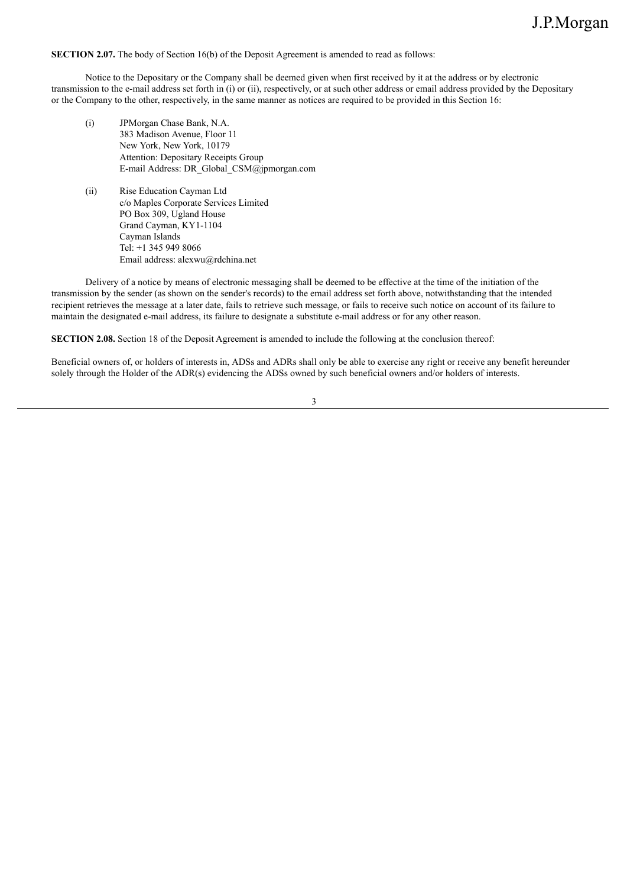**SECTION 2.07.** The body of Section 16(b) of the Deposit Agreement is amended to read as follows:

Notice to the Depositary or the Company shall be deemed given when first received by it at the address or by electronic transmission to the e-mail address set forth in (i) or (ii), respectively, or at such other address or email address provided by the Depositary or the Company to the other, respectively, in the same manner as notices are required to be provided in this Section 16:

(i) JPMorgan Chase Bank, N.A.
383 Madison Avenue, Floor 11
New York, New York, 10179
Attention: Depositary Receipts Group
E-mail Address: DR_Global_CSM@jpmorgan.com

(ii) Rise Education Cayman Ltd
c/o Maples Corporate Services Limited
PO Box 309, Ugland House
Grand Cayman, KY1-1104
Cayman Islands
Tel: +1 345 949 8066
Email address: alexwu@rdchina.net

Delivery of a notice by means of electronic messaging shall be deemed to be effective at the time of the initiation of the transmission by the sender (as shown on the sender's records) to the email address set forth above, notwithstanding that the intended recipient retrieves the message at a later date, fails to retrieve such message, or fails to receive such notice on account of its failure to maintain the designated e-mail address, its failure to designate a substitute e-mail address or for any other reason.

**SECTION 2.08.** Section 18 of the Deposit Agreement is amended to include the following at the conclusion thereof:

Beneficial owners of, or holders of interests in, ADSs and ADRs shall only be able to exercise any right or receive any benefit hereunder solely through the Holder of the ADR(s) evidencing the ADSs owned by such beneficial owners and/or holders of interests.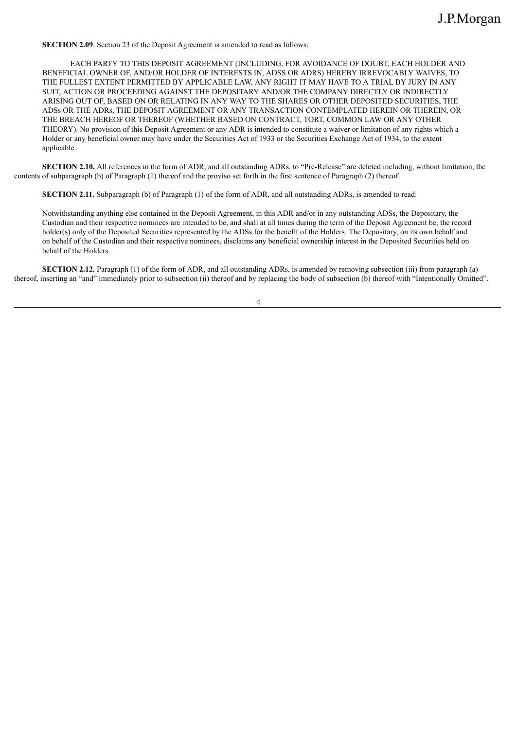**SECTION 2.09**. Section 23 of the Deposit Agreement is amended to read as follows:

EACH PARTY TO THIS DEPOSIT AGREEMENT (INCLUDING, FOR AVOIDANCE OF DOUBT, EACH HOLDER AND BENEFICIAL OWNER OF, AND/OR HOLDER OF INTERESTS IN, ADSS OR ADRS) HEREBY IRREVOCABLY WAIVES, TO THE FULLEST EXTENT PERMITTED BY APPLICABLE LAW, ANY RIGHT IT MAY HAVE TO A TRIAL BY JURY IN ANY SUIT, ACTION OR PROCEEDING AGAINST THE DEPOSITARY AND/OR THE COMPANY DIRECTLY OR INDIRECTLY ARISING OUT OF, BASED ON OR RELATING IN ANY WAY TO THE SHARES OR OTHER DEPOSITED SECURITIES, THE ADSs OR THE ADRs, THE DEPOSIT AGREEMENT OR ANY TRANSACTION CONTEMPLATED HEREIN OR THEREIN, OR THE BREACH HEREOF OR THEREOF (WHETHER BASED ON CONTRACT, TORT, COMMON LAW OR ANY OTHER THEORY). No provision of this Deposit Agreement or any ADR is intended to constitute a waiver or limitation of any rights which a Holder or any beneficial owner may have under the Securities Act of 1933 or the Securities Exchange Act of 1934, to the extent applicable.

**SECTION 2.10.** All references in the form of ADR, and all outstanding ADRs, to "Pre-Release" are deleted including, without limitation, the contents of subparagraph (b) of Paragraph (1) thereof and the proviso set forth in the first sentence of Paragraph (2) thereof.

**SECTION 2.11.** Subparagraph (b) of Paragraph (1) of the form of ADR, and all outstanding ADRs, is amended to read:

Notwithstanding anything else contained in the Deposit Agreement, in this ADR and/or in any outstanding ADSs, the Depositary, the Custodian and their respective nominees are intended to be, and shall at all times during the term of the Deposit Agreement be, the record holder(s) only of the Deposited Securities represented by the ADSs for the benefit of the Holders. The Depositary, on its own behalf and on behalf of the Custodian and their respective nominees, disclaims any beneficial ownership interest in the Deposited Securities held on behalf of the Holders.

**SECTION 2.12.** Paragraph (1) of the form of ADR, and all outstanding ADRs, is amended by removing subsection (iii) from paragraph (a) thereof, inserting an "and" immediately prior to subsection (ii) thereof and by replacing the body of subsection (b) thereof with "Intentionally Omitted".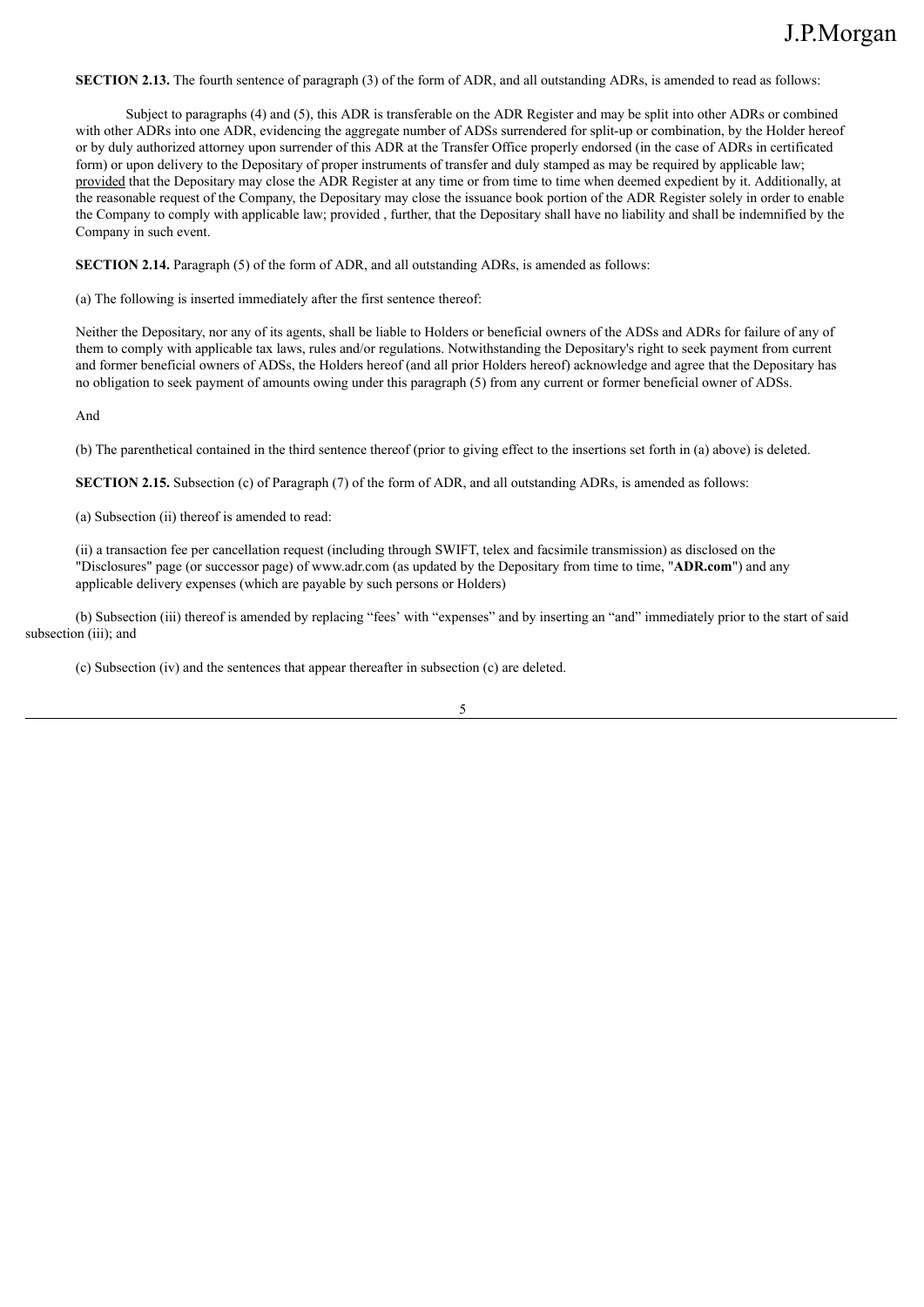**SECTION 2.13.** The fourth sentence of paragraph (3) of the form of ADR, and all outstanding ADRs, is amended to read as follows:

Subject to paragraphs (4) and (5), this ADR is transferable on the ADR Register and may be split into other ADRs or combined with other ADRs into one ADR, evidencing the aggregate number of ADSs surrendered for split-up or combination, by the Holder hereof or by duly authorized attorney upon surrender of this ADR at the Transfer Office properly endorsed (in the case of ADRs in certificated form) or upon delivery to the Depositary of proper instruments of transfer and duly stamped as may be required by applicable law; provided that the Depositary may close the ADR Register at any time or from time to time when deemed expedient by it. Additionally, at the reasonable request of the Company, the Depositary may close the issuance book portion of the ADR Register solely in order to enable the Company to comply with applicable law; provided , further, that the Depositary shall have no liability and shall be indemnified by the Company in such event.

**SECTION 2.14.** Paragraph (5) of the form of ADR, and all outstanding ADRs, is amended as follows:

(a) The following is inserted immediately after the first sentence thereof:

Neither the Depositary, nor any of its agents, shall be liable to Holders or beneficial owners of the ADSs and ADRs for failure of any of them to comply with applicable tax laws, rules and/or regulations. Notwithstanding the Depositary's right to seek payment from current and former beneficial owners of ADSs, the Holders hereof (and all prior Holders hereof) acknowledge and agree that the Depositary has no obligation to seek payment of amounts owing under this paragraph (5) from any current or former beneficial owner of ADSs.

And

(b) The parenthetical contained in the third sentence thereof (prior to giving effect to the insertions set forth in (a) above) is deleted.

**SECTION 2.15.** Subsection (c) of Paragraph (7) of the form of ADR, and all outstanding ADRs, is amended as follows:

(a) Subsection (ii) thereof is amended to read:

(ii) a transaction fee per cancellation request (including through SWIFT, telex and facsimile transmission) as disclosed on the "Disclosures" page (or successor page) of www.adr.com (as updated by the Depositary from time to time, "**ADR.com**") and any applicable delivery expenses (which are payable by such persons or Holders)

(b) Subsection (iii) thereof is amended by replacing "fees' with "expenses" and by inserting an "and" immediately prior to the start of said subsection (iii); and

(c) Subsection (iv) and the sentences that appear thereafter in subsection (c) are deleted.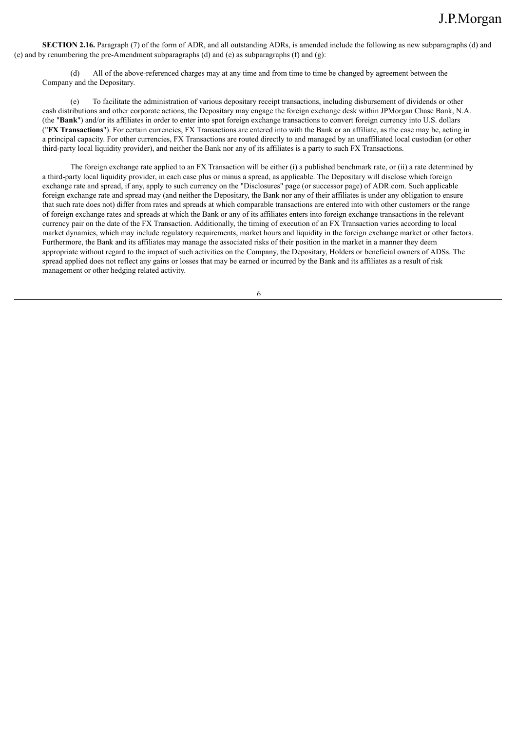**SECTION 2.16.** Paragraph (7) of the form of ADR, and all outstanding ADRs, is amended include the following as new subparagraphs (d) and (e) and by renumbering the pre-Amendment subparagraphs (d) and (e) as subparagraphs (f) and (g):

(d) All of the above-referenced charges may at any time and from time to time be changed by agreement between the Company and the Depositary.

(e) To facilitate the administration of various depositary receipt transactions, including disbursement of dividends or other cash distributions and other corporate actions, the Depositary may engage the foreign exchange desk within JPMorgan Chase Bank, N.A. (the "**Bank**") and/or its affiliates in order to enter into spot foreign exchange transactions to convert foreign currency into U.S. dollars ("**FX Transactions**"). For certain currencies, FX Transactions are entered into with the Bank or an affiliate, as the case may be, acting in a principal capacity. For other currencies, FX Transactions are routed directly to and managed by an unaffiliated local custodian (or other third-party local liquidity provider), and neither the Bank nor any of its affiliates is a party to such FX Transactions.

The foreign exchange rate applied to an FX Transaction will be either (i) a published benchmark rate, or (ii) a rate determined by a third-party local liquidity provider, in each case plus or minus a spread, as applicable. The Depositary will disclose which foreign exchange rate and spread, if any, apply to such currency on the "Disclosures" page (or successor page) of ADR.com. Such applicable foreign exchange rate and spread may (and neither the Depositary, the Bank nor any of their affiliates is under any obligation to ensure that such rate does not) differ from rates and spreads at which comparable transactions are entered into with other customers or the range of foreign exchange rates and spreads at which the Bank or any of its affiliates enters into foreign exchange transactions in the relevant currency pair on the date of the FX Transaction. Additionally, the timing of execution of an FX Transaction varies according to local market dynamics, which may include regulatory requirements, market hours and liquidity in the foreign exchange market or other factors. Furthermore, the Bank and its affiliates may manage the associated risks of their position in the market in a manner they deem appropriate without regard to the impact of such activities on the Company, the Depositary, Holders or beneficial owners of ADSs. The spread applied does not reflect any gains or losses that may be earned or incurred by the Bank and its affiliates as a result of risk management or other hedging related activity.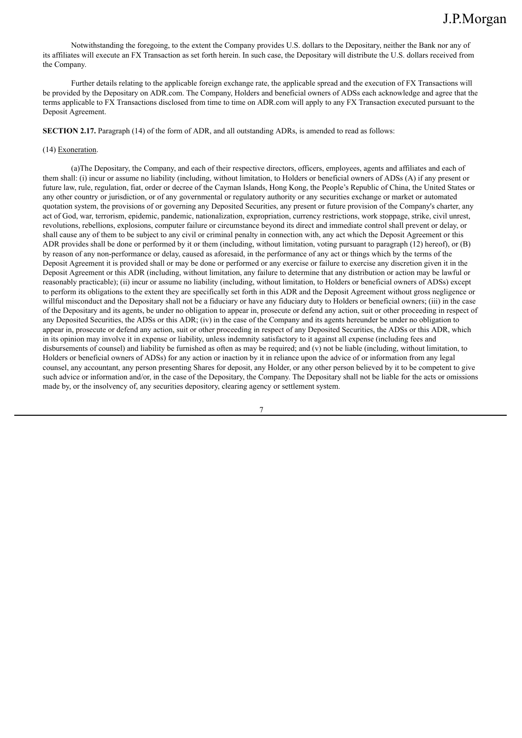Notwithstanding the foregoing, to the extent the Company provides U.S. dollars to the Depositary, neither the Bank nor any of its affiliates will execute an FX Transaction as set forth herein. In such case, the Depositary will distribute the U.S. dollars received from the Company.

Further details relating to the applicable foreign exchange rate, the applicable spread and the execution of FX Transactions will be provided by the Depositary on ADR.com. The Company, Holders and beneficial owners of ADSs each acknowledge and agree that the terms applicable to FX Transactions disclosed from time to time on ADR.com will apply to any FX Transaction executed pursuant to the Deposit Agreement.

**SECTION 2.17.** Paragraph (14) of the form of ADR, and all outstanding ADRs, is amended to read as follows:

(14) Exoneration.

(a)The Depositary, the Company, and each of their respective directors, officers, employees, agents and affiliates and each of them shall: (i) incur or assume no liability (including, without limitation, to Holders or beneficial owners of ADSs (A) if any present or future law, rule, regulation, fiat, order or decree of the Cayman Islands, Hong Kong, the People's Republic of China, the United States or any other country or jurisdiction, or of any governmental or regulatory authority or any securities exchange or market or automated quotation system, the provisions of or governing any Deposited Securities, any present or future provision of the Company's charter, any act of God, war, terrorism, epidemic, pandemic, nationalization, expropriation, currency restrictions, work stoppage, strike, civil unrest, revolutions, rebellions, explosions, computer failure or circumstance beyond its direct and immediate control shall prevent or delay, or shall cause any of them to be subject to any civil or criminal penalty in connection with, any act which the Deposit Agreement or this ADR provides shall be done or performed by it or them (including, without limitation, voting pursuant to paragraph (12) hereof), or (B) by reason of any non-performance or delay, caused as aforesaid, in the performance of any act or things which by the terms of the Deposit Agreement it is provided shall or may be done or performed or any exercise or failure to exercise any discretion given it in the Deposit Agreement or this ADR (including, without limitation, any failure to determine that any distribution or action may be lawful or reasonably practicable); (ii) incur or assume no liability (including, without limitation, to Holders or beneficial owners of ADSs) except to perform its obligations to the extent they are specifically set forth in this ADR and the Deposit Agreement without gross negligence or willful misconduct and the Depositary shall not be a fiduciary or have any fiduciary duty to Holders or beneficial owners; (iii) in the case of the Depositary and its agents, be under no obligation to appear in, prosecute or defend any action, suit or other proceeding in respect of any Deposited Securities, the ADSs or this ADR; (iv) in the case of the Company and its agents hereunder be under no obligation to appear in, prosecute or defend any action, suit or other proceeding in respect of any Deposited Securities, the ADSs or this ADR, which in its opinion may involve it in expense or liability, unless indemnity satisfactory to it against all expense (including fees and disbursements of counsel) and liability be furnished as often as may be required; and (v) not be liable (including, without limitation, to Holders or beneficial owners of ADSs) for any action or inaction by it in reliance upon the advice of or information from any legal counsel, any accountant, any person presenting Shares for deposit, any Holder, or any other person believed by it to be competent to give such advice or information and/or, in the case of the Depositary, the Company. The Depositary shall not be liable for the acts or omissions made by, or the insolvency of, any securities depository, clearing agency or settlement system.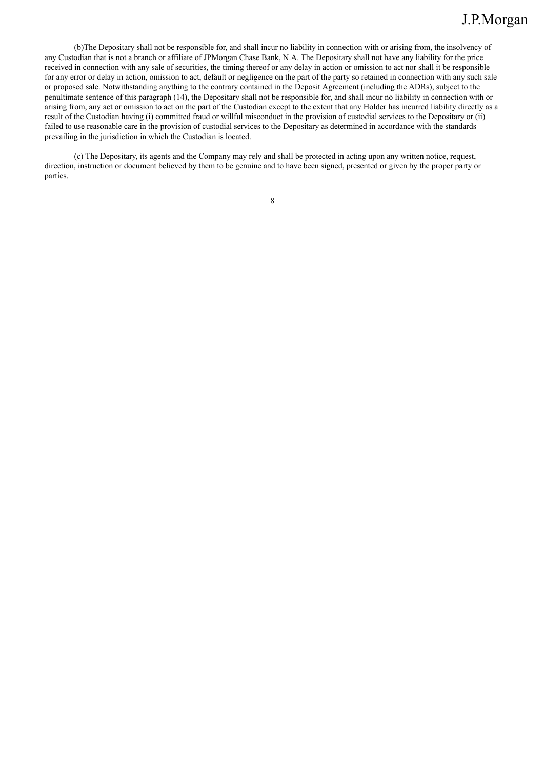(b)The Depositary shall not be responsible for, and shall incur no liability in connection with or arising from, the insolvency of any Custodian that is not a branch or affiliate of JPMorgan Chase Bank, N.A. The Depositary shall not have any liability for the price received in connection with any sale of securities, the timing thereof or any delay in action or omission to act nor shall it be responsible for any error or delay in action, omission to act, default or negligence on the part of the party so retained in connection with any such sale or proposed sale. Notwithstanding anything to the contrary contained in the Deposit Agreement (including the ADRs), subject to the penultimate sentence of this paragraph (14), the Depositary shall not be responsible for, and shall incur no liability in connection with or arising from, any act or omission to act on the part of the Custodian except to the extent that any Holder has incurred liability directly as a result of the Custodian having (i) committed fraud or willful misconduct in the provision of custodial services to the Depositary or (ii) failed to use reasonable care in the provision of custodial services to the Depositary as determined in accordance with the standards prevailing in the jurisdiction in which the Custodian is located.

(c) The Depositary, its agents and the Company may rely and shall be protected in acting upon any written notice, request, direction, instruction or document believed by them to be genuine and to have been signed, presented or given by the proper party or parties.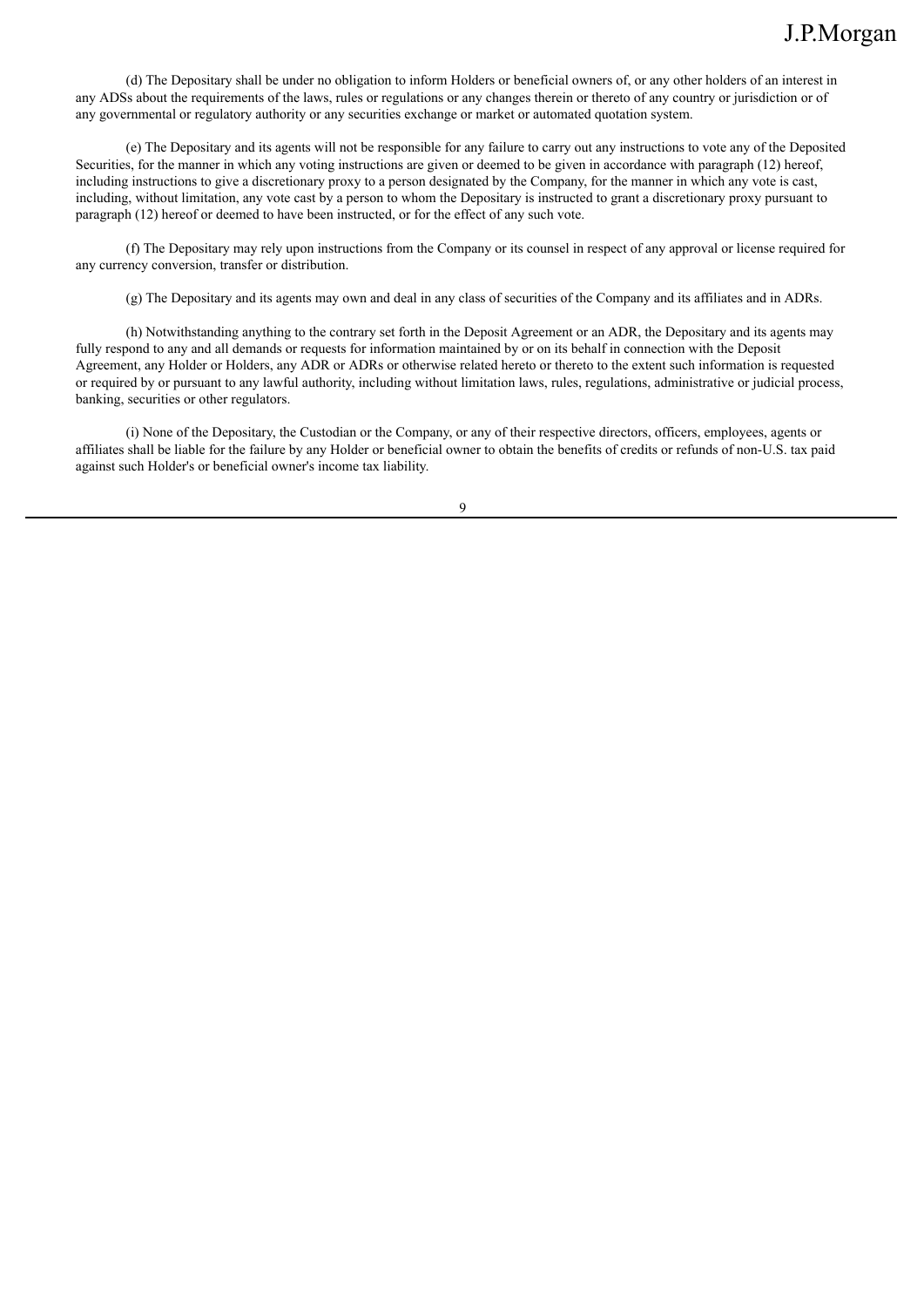(d) The Depositary shall be under no obligation to inform Holders or beneficial owners of, or any other holders of an interest in any ADSs about the requirements of the laws, rules or regulations or any changes therein or thereto of any country or jurisdiction or of any governmental or regulatory authority or any securities exchange or market or automated quotation system.

(e) The Depositary and its agents will not be responsible for any failure to carry out any instructions to vote any of the Deposited Securities, for the manner in which any voting instructions are given or deemed to be given in accordance with paragraph (12) hereof, including instructions to give a discretionary proxy to a person designated by the Company, for the manner in which any vote is cast, including, without limitation, any vote cast by a person to whom the Depositary is instructed to grant a discretionary proxy pursuant to paragraph (12) hereof or deemed to have been instructed, or for the effect of any such vote.

(f) The Depositary may rely upon instructions from the Company or its counsel in respect of any approval or license required for any currency conversion, transfer or distribution.

(g) The Depositary and its agents may own and deal in any class of securities of the Company and its affiliates and in ADRs.

(h) Notwithstanding anything to the contrary set forth in the Deposit Agreement or an ADR, the Depositary and its agents may fully respond to any and all demands or requests for information maintained by or on its behalf in connection with the Deposit Agreement, any Holder or Holders, any ADR or ADRs or otherwise related hereto or thereto to the extent such information is requested or required by or pursuant to any lawful authority, including without limitation laws, rules, regulations, administrative or judicial process, banking, securities or other regulators.

(i) None of the Depositary, the Custodian or the Company, or any of their respective directors, officers, employees, agents or affiliates shall be liable for the failure by any Holder or beneficial owner to obtain the benefits of credits or refunds of non-U.S. tax paid against such Holder's or beneficial owner's income tax liability.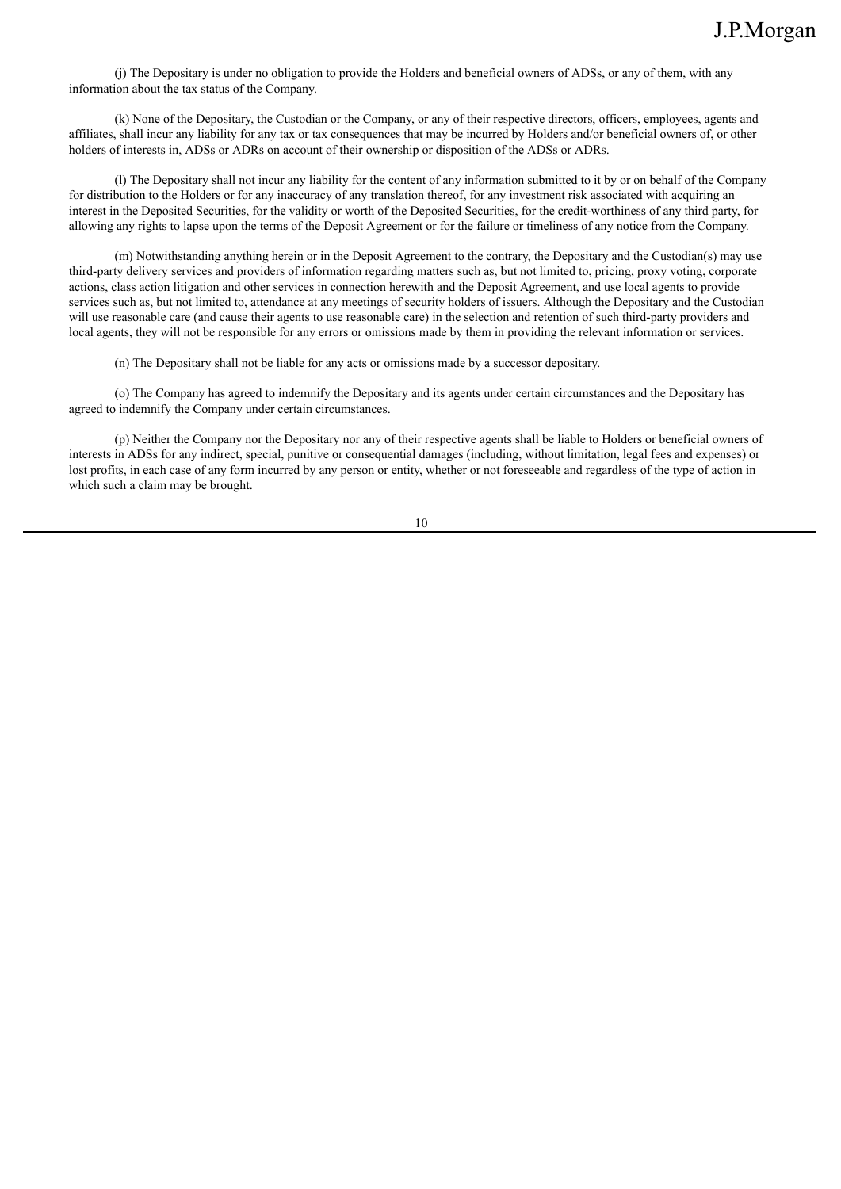(j) The Depositary is under no obligation to provide the Holders and beneficial owners of ADSs, or any of them, with any information about the tax status of the Company.

(k) None of the Depositary, the Custodian or the Company, or any of their respective directors, officers, employees, agents and affiliates, shall incur any liability for any tax or tax consequences that may be incurred by Holders and/or beneficial owners of, or other holders of interests in, ADSs or ADRs on account of their ownership or disposition of the ADSs or ADRs.

(l) The Depositary shall not incur any liability for the content of any information submitted to it by or on behalf of the Company for distribution to the Holders or for any inaccuracy of any translation thereof, for any investment risk associated with acquiring an interest in the Deposited Securities, for the validity or worth of the Deposited Securities, for the credit-worthiness of any third party, for allowing any rights to lapse upon the terms of the Deposit Agreement or for the failure or timeliness of any notice from the Company.

(m) Notwithstanding anything herein or in the Deposit Agreement to the contrary, the Depositary and the Custodian(s) may use third-party delivery services and providers of information regarding matters such as, but not limited to, pricing, proxy voting, corporate actions, class action litigation and other services in connection herewith and the Deposit Agreement, and use local agents to provide services such as, but not limited to, attendance at any meetings of security holders of issuers. Although the Depositary and the Custodian will use reasonable care (and cause their agents to use reasonable care) in the selection and retention of such third-party providers and local agents, they will not be responsible for any errors or omissions made by them in providing the relevant information or services.

(n) The Depositary shall not be liable for any acts or omissions made by a successor depositary.

(o) The Company has agreed to indemnify the Depositary and its agents under certain circumstances and the Depositary has agreed to indemnify the Company under certain circumstances.

(p) Neither the Company nor the Depositary nor any of their respective agents shall be liable to Holders or beneficial owners of interests in ADSs for any indirect, special, punitive or consequential damages (including, without limitation, legal fees and expenses) or lost profits, in each case of any form incurred by any person or entity, whether or not foreseeable and regardless of the type of action in which such a claim may be brought.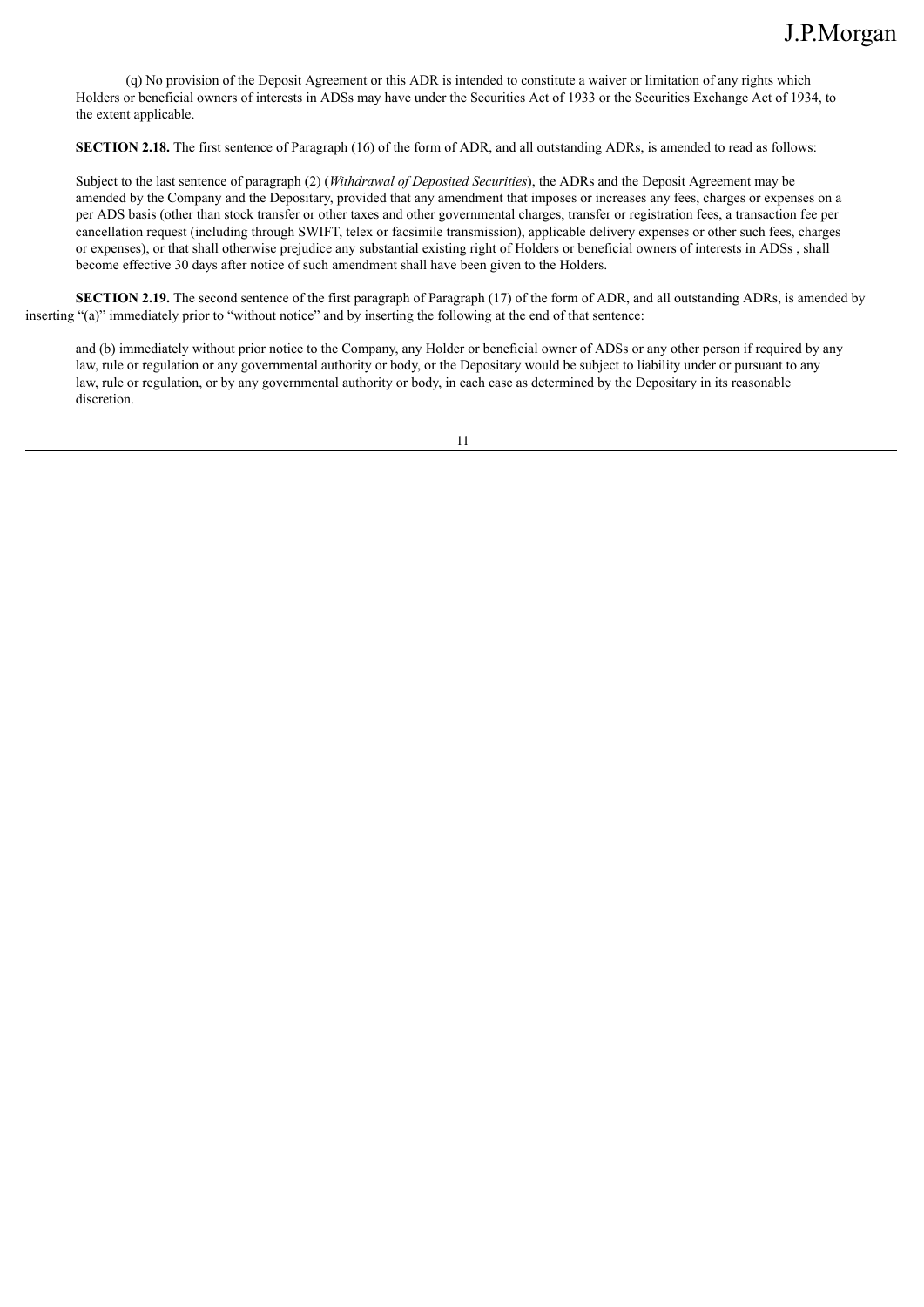(q) No provision of the Deposit Agreement or this ADR is intended to constitute a waiver or limitation of any rights which Holders or beneficial owners of interests in ADSs may have under the Securities Act of 1933 or the Securities Exchange Act of 1934, to the extent applicable.

**SECTION 2.18.** The first sentence of Paragraph (16) of the form of ADR, and all outstanding ADRs, is amended to read as follows:

Subject to the last sentence of paragraph (2) (*Withdrawal of Deposited Securities*), the ADRs and the Deposit Agreement may be amended by the Company and the Depositary, provided that any amendment that imposes or increases any fees, charges or expenses on a per ADS basis (other than stock transfer or other taxes and other governmental charges, transfer or registration fees, a transaction fee per cancellation request (including through SWIFT, telex or facsimile transmission), applicable delivery expenses or other such fees, charges or expenses), or that shall otherwise prejudice any substantial existing right of Holders or beneficial owners of interests in ADSs , shall become effective 30 days after notice of such amendment shall have been given to the Holders.

**SECTION 2.19.** The second sentence of the first paragraph of Paragraph (17) of the form of ADR, and all outstanding ADRs, is amended by inserting "(a)" immediately prior to "without notice" and by inserting the following at the end of that sentence:

and (b) immediately without prior notice to the Company, any Holder or beneficial owner of ADSs or any other person if required by any law, rule or regulation or any governmental authority or body, or the Depositary would be subject to liability under or pursuant to any law, rule or regulation, or by any governmental authority or body, in each case as determined by the Depositary in its reasonable discretion.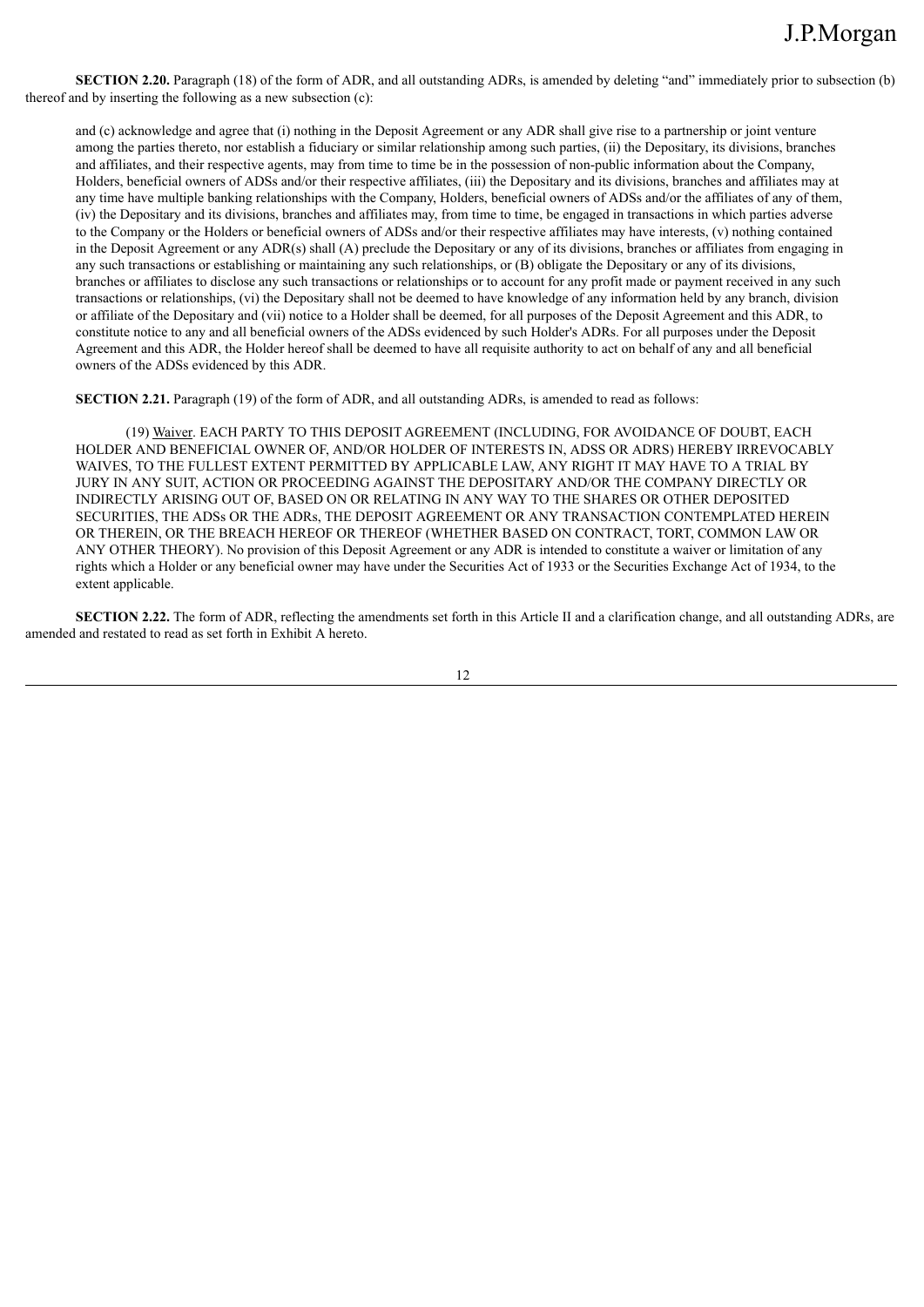**SECTION 2.20.** Paragraph (18) of the form of ADR, and all outstanding ADRs, is amended by deleting "and" immediately prior to subsection (b) thereof and by inserting the following as a new subsection (c):

> and (c) acknowledge and agree that (i) nothing in the Deposit Agreement or any ADR shall give rise to a partnership or joint venture among the parties thereto, nor establish a fiduciary or similar relationship among such parties, (ii) the Depositary, its divisions, branches and affiliates, and their respective agents, may from time to time be in the possession of non-public information about the Company, Holders, beneficial owners of ADSs and/or their respective affiliates, (iii) the Depositary and its divisions, branches and affiliates may at any time have multiple banking relationships with the Company, Holders, beneficial owners of ADSs and/or the affiliates of any of them, (iv) the Depositary and its divisions, branches and affiliates may, from time to time, be engaged in transactions in which parties adverse to the Company or the Holders or beneficial owners of ADSs and/or their respective affiliates may have interests, (v) nothing contained in the Deposit Agreement or any ADR(s) shall (A) preclude the Depositary or any of its divisions, branches or affiliates from engaging in any such transactions or establishing or maintaining any such relationships, or (B) obligate the Depositary or any of its divisions, branches or affiliates to disclose any such transactions or relationships or to account for any profit made or payment received in any such transactions or relationships, (vi) the Depositary shall not be deemed to have knowledge of any information held by any branch, division or affiliate of the Depositary and (vii) notice to a Holder shall be deemed, for all purposes of the Deposit Agreement and this ADR, to constitute notice to any and all beneficial owners of the ADSs evidenced by such Holder's ADRs. For all purposes under the Deposit Agreement and this ADR, the Holder hereof shall be deemed to have all requisite authority to act on behalf of any and all beneficial owners of the ADSs evidenced by this ADR.

**SECTION 2.21.** Paragraph (19) of the form of ADR, and all outstanding ADRs, is amended to read as follows:

> (19) Waiver. EACH PARTY TO THIS DEPOSIT AGREEMENT (INCLUDING, FOR AVOIDANCE OF DOUBT, EACH HOLDER AND BENEFICIAL OWNER OF, AND/OR HOLDER OF INTERESTS IN, ADSS OR ADRS) HEREBY IRREVOCABLY WAIVES, TO THE FULLEST EXTENT PERMITTED BY APPLICABLE LAW, ANY RIGHT IT MAY HAVE TO A TRIAL BY JURY IN ANY SUIT, ACTION OR PROCEEDING AGAINST THE DEPOSITARY AND/OR THE COMPANY DIRECTLY OR INDIRECTLY ARISING OUT OF, BASED ON OR RELATING IN ANY WAY TO THE SHARES OR OTHER DEPOSITED SECURITIES, THE ADSs OR THE ADRs, THE DEPOSIT AGREEMENT OR ANY TRANSACTION CONTEMPLATED HEREIN OR THEREIN, OR THE BREACH HEREOF OR THEREOF (WHETHER BASED ON CONTRACT, TORT, COMMON LAW OR ANY OTHER THEORY). No provision of this Deposit Agreement or any ADR is intended to constitute a waiver or limitation of any rights which a Holder or any beneficial owner may have under the Securities Act of 1933 or the Securities Exchange Act of 1934, to the extent applicable.

**SECTION 2.22.** The form of ADR, reflecting the amendments set forth in this Article II and a clarification change, and all outstanding ADRs, are amended and restated to read as set forth in Exhibit A hereto.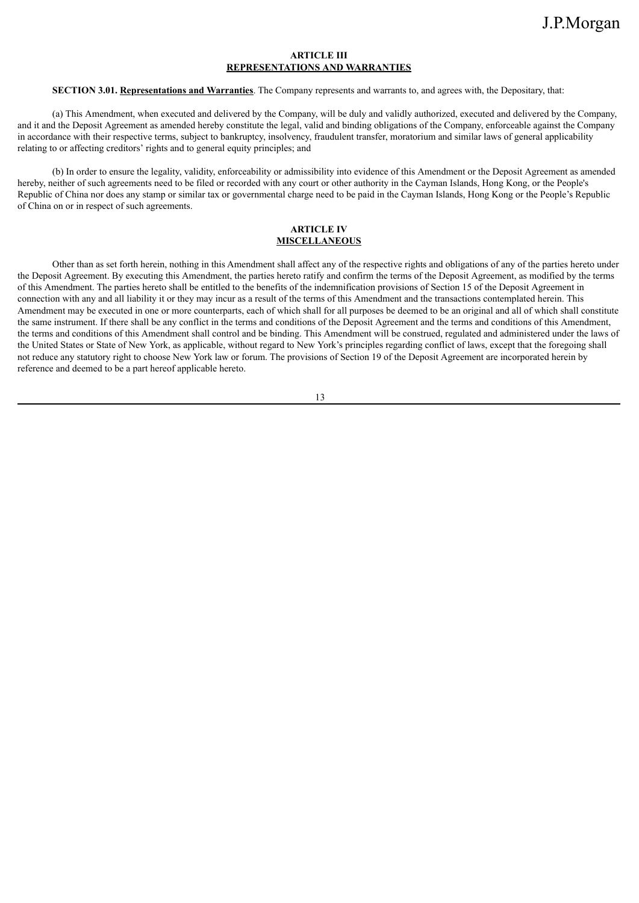## ARTICLE III
## REPRESENTATIONS AND WARRANTIES

**SECTION 3.01. Representations and Warranties**. The Company represents and warrants to, and agrees with, the Depositary, that:

(a) This Amendment, when executed and delivered by the Company, will be duly and validly authorized, executed and delivered by the Company, and it and the Deposit Agreement as amended hereby constitute the legal, valid and binding obligations of the Company, enforceable against the Company in accordance with their respective terms, subject to bankruptcy, insolvency, fraudulent transfer, moratorium and similar laws of general applicability relating to or affecting creditors' rights and to general equity principles; and

(b) In order to ensure the legality, validity, enforceability or admissibility into evidence of this Amendment or the Deposit Agreement as amended hereby, neither of such agreements need to be filed or recorded with any court or other authority in the Cayman Islands, Hong Kong, or the People's Republic of China nor does any stamp or similar tax or governmental charge need to be paid in the Cayman Islands, Hong Kong or the People's Republic of China on or in respect of such agreements.

## ARTICLE IV
## MISCELLANEOUS

Other than as set forth herein, nothing in this Amendment shall affect any of the respective rights and obligations of any of the parties hereto under the Deposit Agreement. By executing this Amendment, the parties hereto ratify and confirm the terms of the Deposit Agreement, as modified by the terms of this Amendment. The parties hereto shall be entitled to the benefits of the indemnification provisions of Section 15 of the Deposit Agreement in connection with any and all liability it or they may incur as a result of the terms of this Amendment and the transactions contemplated herein. This Amendment may be executed in one or more counterparts, each of which shall for all purposes be deemed to be an original and all of which shall constitute the same instrument. If there shall be any conflict in the terms and conditions of the Deposit Agreement and the terms and conditions of this Amendment, the terms and conditions of this Amendment shall control and be binding. This Amendment will be construed, regulated and administered under the laws of the United States or State of New York, as applicable, without regard to New York's principles regarding conflict of laws, except that the foregoing shall not reduce any statutory right to choose New York law or forum. The provisions of Section 19 of the Deposit Agreement are incorporated herein by reference and deemed to be a part hereof applicable hereto.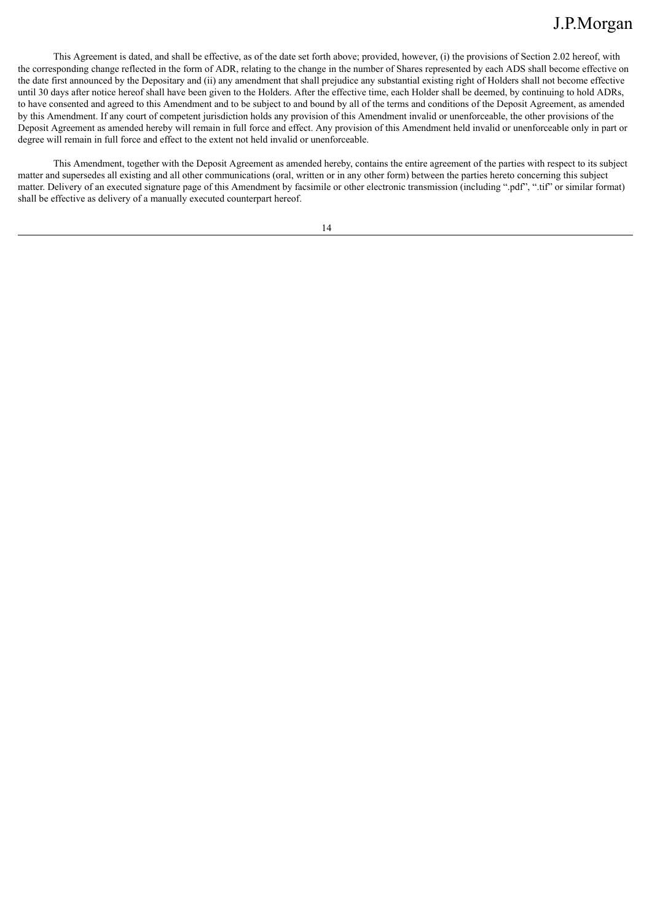This Agreement is dated, and shall be effective, as of the date set forth above; provided, however, (i) the provisions of Section 2.02 hereof, with the corresponding change reflected in the form of ADR, relating to the change in the number of Shares represented by each ADS shall become effective on the date first announced by the Depositary and (ii) any amendment that shall prejudice any substantial existing right of Holders shall not become effective until 30 days after notice hereof shall have been given to the Holders. After the effective time, each Holder shall be deemed, by continuing to hold ADRs, to have consented and agreed to this Amendment and to be subject to and bound by all of the terms and conditions of the Deposit Agreement, as amended by this Amendment. If any court of competent jurisdiction holds any provision of this Amendment invalid or unenforceable, the other provisions of the Deposit Agreement as amended hereby will remain in full force and effect. Any provision of this Amendment held invalid or unenforceable only in part or degree will remain in full force and effect to the extent not held invalid or unenforceable.

This Amendment, together with the Deposit Agreement as amended hereby, contains the entire agreement of the parties with respect to its subject matter and supersedes all existing and all other communications (oral, written or in any other form) between the parties hereto concerning this subject matter. Delivery of an executed signature page of this Amendment by facsimile or other electronic transmission (including ".pdf", ".tif" or similar format) shall be effective as delivery of a manually executed counterpart hereof.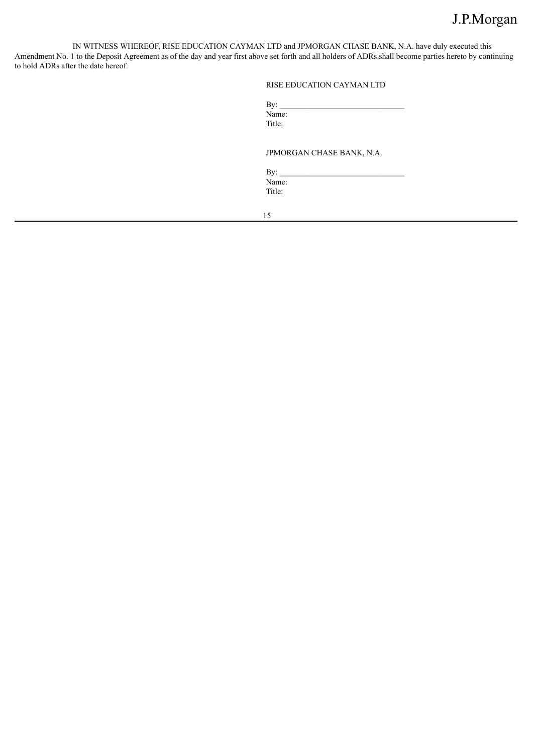IN WITNESS WHEREOF, RISE EDUCATION CAYMAN LTD and JPMORGAN CHASE BANK, N.A. have duly executed this Amendment No. 1 to the Deposit Agreement as of the day and year first above set forth and all holders of ADRs shall become parties hereto by continuing to hold ADRs after the date hereof.

RISE EDUCATION CAYMAN LTD

By: ______________________________
Name:
Title:

JPMORGAN CHASE BANK, N.A.

By: ______________________________
Name:
Title: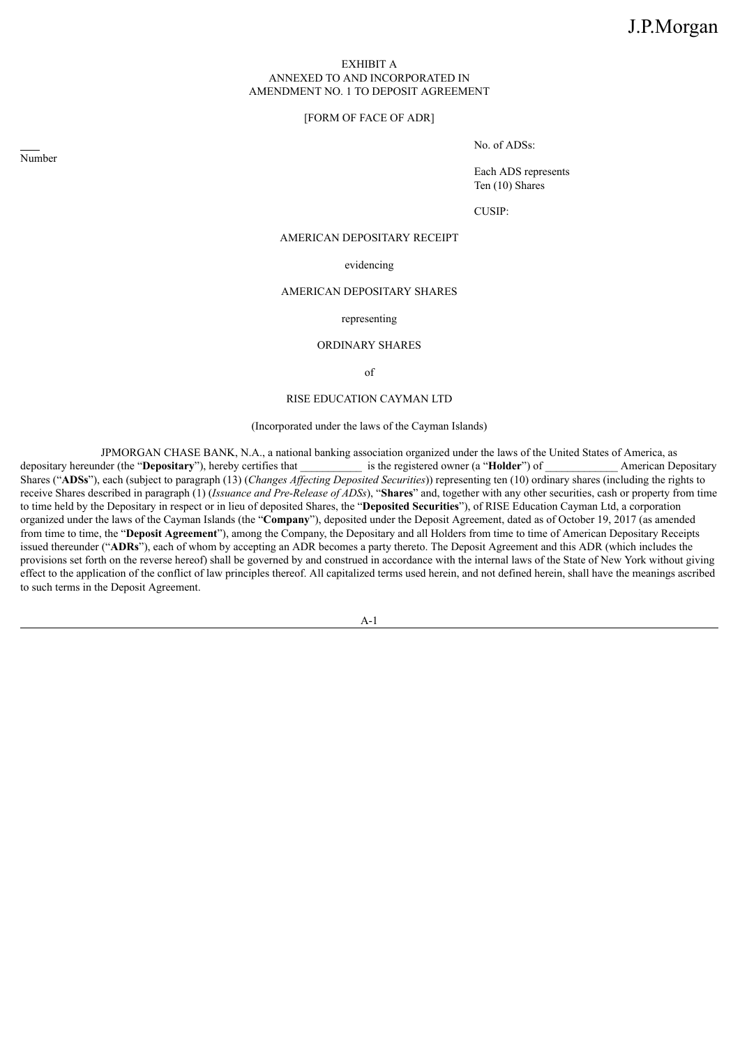EXHIBIT A
ANNEXED TO AND INCORPORATED IN
AMENDMENT NO. 1 TO DEPOSIT AGREEMENT

[FORM OF FACE OF ADR]

\_\_\_\_
Number

No. of ADSs:

Each ADS represents
Ten (10) Shares

CUSIP:

AMERICAN DEPOSITARY RECEIPT

evidencing

AMERICAN DEPOSITARY SHARES

representing

ORDINARY SHARES

of

RISE EDUCATION CAYMAN LTD

(Incorporated under the laws of the Cayman Islands)

JPMORGAN CHASE BANK, N.A., a national banking association organized under the laws of the United States of America, as depositary hereunder (the "**Depositary**"), hereby certifies that \_\_\_\_\_\_\_\_\_\_\_ is the registered owner (a "**Holder**") of \_\_\_\_\_\_\_\_\_\_\_\_\_ American Depositary Shares ("**ADSs**"), each (subject to paragraph (13) (*Changes Affecting Deposited Securities*)) representing ten (10) ordinary shares (including the rights to receive Shares described in paragraph (1) (*Issuance and Pre-Release of ADSs*), "**Shares**" and, together with any other securities, cash or property from time to time held by the Depositary in respect or in lieu of deposited Shares, the "**Deposited Securities**"), of RISE Education Cayman Ltd, a corporation organized under the laws of the Cayman Islands (the "**Company**"), deposited under the Deposit Agreement, dated as of October 19, 2017 (as amended from time to time, the "**Deposit Agreement**"), among the Company, the Depositary and all Holders from time to time of American Depositary Receipts issued thereunder ("**ADRs**"), each of whom by accepting an ADR becomes a party thereto. The Deposit Agreement and this ADR (which includes the provisions set forth on the reverse hereof) shall be governed by and construed in accordance with the internal laws of the State of New York without giving effect to the application of the conflict of law principles thereof. All capitalized terms used herein, and not defined herein, shall have the meanings ascribed to such terms in the Deposit Agreement.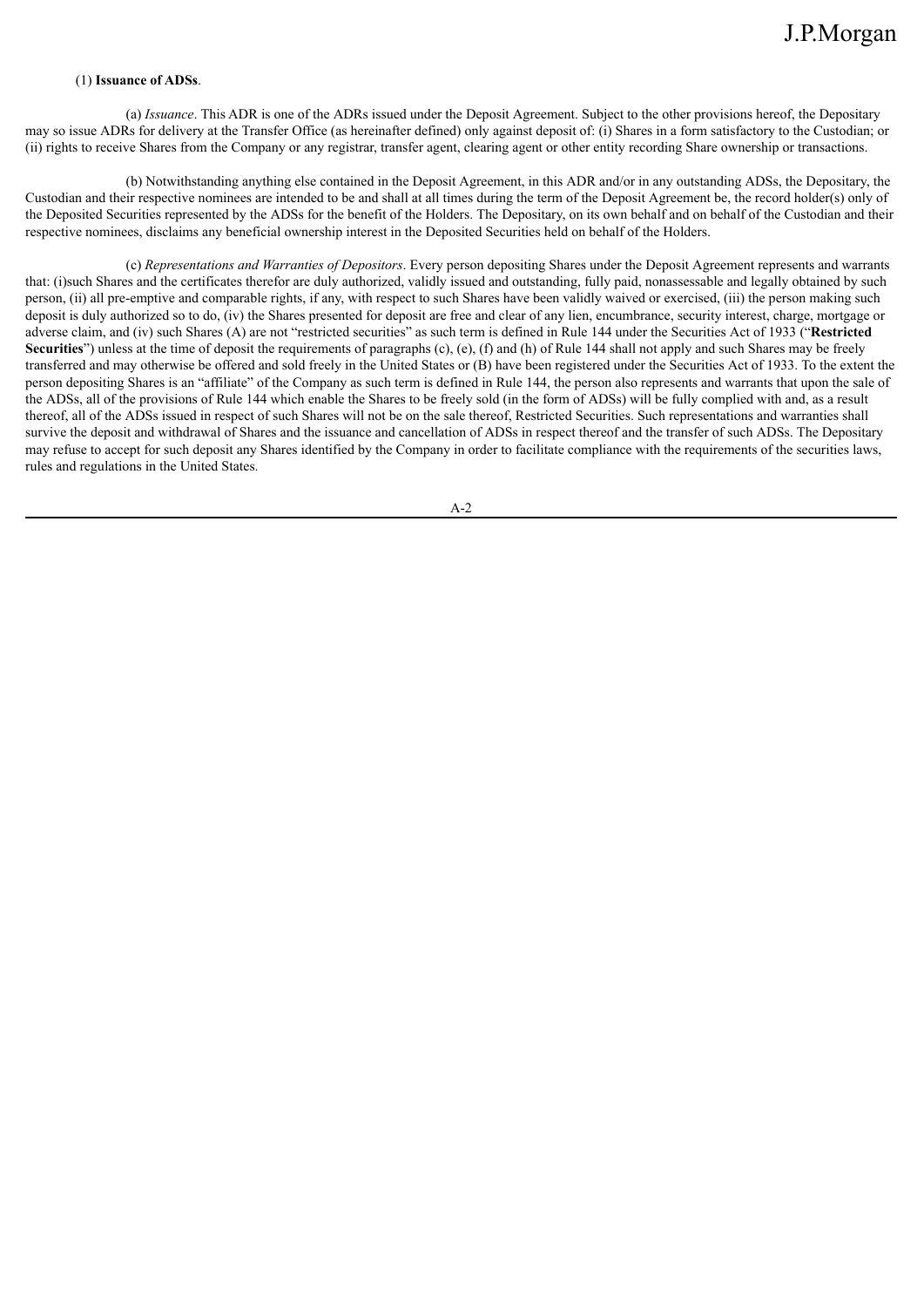(1) **Issuance of ADSs**.

(a) *Issuance*. This ADR is one of the ADRs issued under the Deposit Agreement. Subject to the other provisions hereof, the Depositary may so issue ADRs for delivery at the Transfer Office (as hereinafter defined) only against deposit of: (i) Shares in a form satisfactory to the Custodian; or (ii) rights to receive Shares from the Company or any registrar, transfer agent, clearing agent or other entity recording Share ownership or transactions.

(b) Notwithstanding anything else contained in the Deposit Agreement, in this ADR and/or in any outstanding ADSs, the Depositary, the Custodian and their respective nominees are intended to be and shall at all times during the term of the Deposit Agreement be, the record holder(s) only of the Deposited Securities represented by the ADSs for the benefit of the Holders. The Depositary, on its own behalf and on behalf of the Custodian and their respective nominees, disclaims any beneficial ownership interest in the Deposited Securities held on behalf of the Holders.

(c) *Representations and Warranties of Depositors*. Every person depositing Shares under the Deposit Agreement represents and warrants that: (i)such Shares and the certificates therefor are duly authorized, validly issued and outstanding, fully paid, nonassessable and legally obtained by such person, (ii) all pre-emptive and comparable rights, if any, with respect to such Shares have been validly waived or exercised, (iii) the person making such deposit is duly authorized so to do, (iv) the Shares presented for deposit are free and clear of any lien, encumbrance, security interest, charge, mortgage or adverse claim, and (iv) such Shares (A) are not "restricted securities" as such term is defined in Rule 144 under the Securities Act of 1933 ("**Restricted Securities**") unless at the time of deposit the requirements of paragraphs (c), (e), (f) and (h) of Rule 144 shall not apply and such Shares may be freely transferred and may otherwise be offered and sold freely in the United States or (B) have been registered under the Securities Act of 1933. To the extent the person depositing Shares is an "affiliate" of the Company as such term is defined in Rule 144, the person also represents and warrants that upon the sale of the ADSs, all of the provisions of Rule 144 which enable the Shares to be freely sold (in the form of ADSs) will be fully complied with and, as a result thereof, all of the ADSs issued in respect of such Shares will not be on the sale thereof, Restricted Securities. Such representations and warranties shall survive the deposit and withdrawal of Shares and the issuance and cancellation of ADSs in respect thereof and the transfer of such ADSs. The Depositary may refuse to accept for such deposit any Shares identified by the Company in order to facilitate compliance with the requirements of the securities laws, rules and regulations in the United States.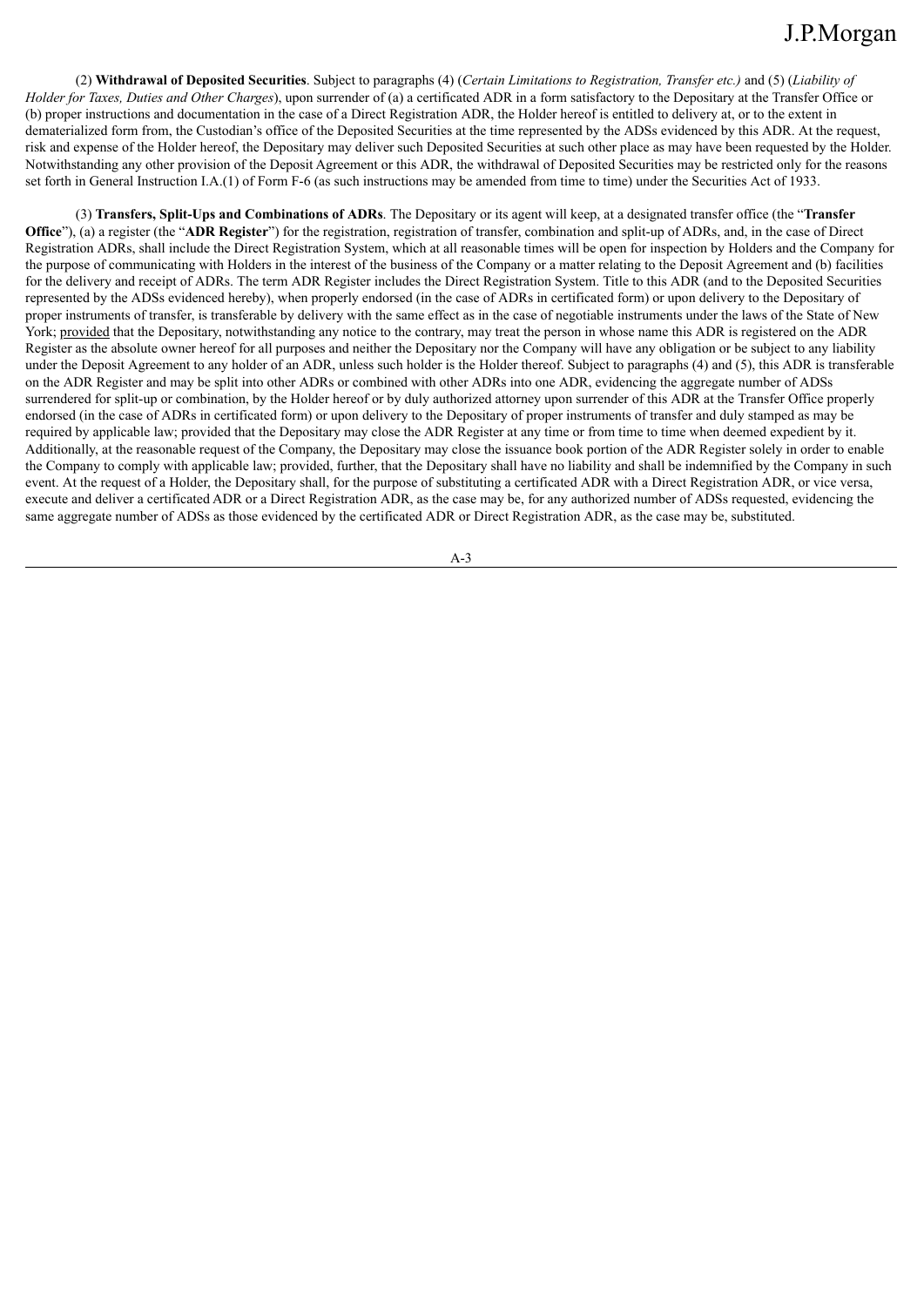(2) **Withdrawal of Deposited Securities**. Subject to paragraphs (4) (*Certain Limitations to Registration, Transfer etc.)* and (5) (*Liability of Holder for Taxes, Duties and Other Charges*), upon surrender of (a) a certificated ADR in a form satisfactory to the Depositary at the Transfer Office or (b) proper instructions and documentation in the case of a Direct Registration ADR, the Holder hereof is entitled to delivery at, or to the extent in dematerialized form from, the Custodian's office of the Deposited Securities at the time represented by the ADSs evidenced by this ADR. At the request, risk and expense of the Holder hereof, the Depositary may deliver such Deposited Securities at such other place as may have been requested by the Holder. Notwithstanding any other provision of the Deposit Agreement or this ADR, the withdrawal of Deposited Securities may be restricted only for the reasons set forth in General Instruction I.A.(1) of Form F-6 (as such instructions may be amended from time to time) under the Securities Act of 1933.

(3) **Transfers, Split-Ups and Combinations of ADRs**. The Depositary or its agent will keep, at a designated transfer office (the "**Transfer Office**"), (a) a register (the "**ADR Register**") for the registration, registration of transfer, combination and split-up of ADRs, and, in the case of Direct Registration ADRs, shall include the Direct Registration System, which at all reasonable times will be open for inspection by Holders and the Company for the purpose of communicating with Holders in the interest of the business of the Company or a matter relating to the Deposit Agreement and (b) facilities for the delivery and receipt of ADRs. The term ADR Register includes the Direct Registration System. Title to this ADR (and to the Deposited Securities represented by the ADSs evidenced hereby), when properly endorsed (in the case of ADRs in certificated form) or upon delivery to the Depositary of proper instruments of transfer, is transferable by delivery with the same effect as in the case of negotiable instruments under the laws of the State of New York; provided that the Depositary, notwithstanding any notice to the contrary, may treat the person in whose name this ADR is registered on the ADR Register as the absolute owner hereof for all purposes and neither the Depositary nor the Company will have any obligation or be subject to any liability under the Deposit Agreement to any holder of an ADR, unless such holder is the Holder thereof. Subject to paragraphs (4) and (5), this ADR is transferable on the ADR Register and may be split into other ADRs or combined with other ADRs into one ADR, evidencing the aggregate number of ADSs surrendered for split-up or combination, by the Holder hereof or by duly authorized attorney upon surrender of this ADR at the Transfer Office properly endorsed (in the case of ADRs in certificated form) or upon delivery to the Depositary of proper instruments of transfer and duly stamped as may be required by applicable law; provided that the Depositary may close the ADR Register at any time or from time to time when deemed expedient by it. Additionally, at the reasonable request of the Company, the Depositary may close the issuance book portion of the ADR Register solely in order to enable the Company to comply with applicable law; provided, further, that the Depositary shall have no liability and shall be indemnified by the Company in such event. At the request of a Holder, the Depositary shall, for the purpose of substituting a certificated ADR with a Direct Registration ADR, or vice versa, execute and deliver a certificated ADR or a Direct Registration ADR, as the case may be, for any authorized number of ADSs requested, evidencing the same aggregate number of ADSs as those evidenced by the certificated ADR or Direct Registration ADR, as the case may be, substituted.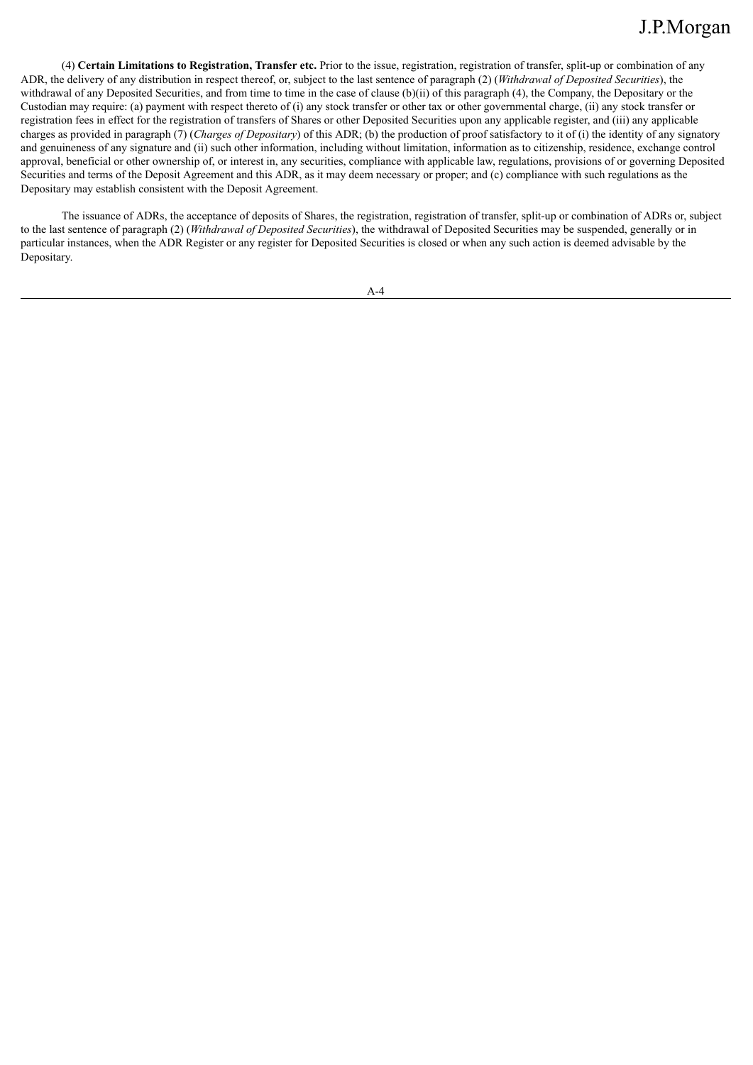(4) **Certain Limitations to Registration, Transfer etc.** Prior to the issue, registration, registration of transfer, split-up or combination of any ADR, the delivery of any distribution in respect thereof, or, subject to the last sentence of paragraph (2) (*Withdrawal of Deposited Securities*), the withdrawal of any Deposited Securities, and from time to time in the case of clause (b)(ii) of this paragraph (4), the Company, the Depositary or the Custodian may require: (a) payment with respect thereto of (i) any stock transfer or other tax or other governmental charge, (ii) any stock transfer or registration fees in effect for the registration of transfers of Shares or other Deposited Securities upon any applicable register, and (iii) any applicable charges as provided in paragraph (7) (*Charges of Depositary*) of this ADR; (b) the production of proof satisfactory to it of (i) the identity of any signatory and genuineness of any signature and (ii) such other information, including without limitation, information as to citizenship, residence, exchange control approval, beneficial or other ownership of, or interest in, any securities, compliance with applicable law, regulations, provisions of or governing Deposited Securities and terms of the Deposit Agreement and this ADR, as it may deem necessary or proper; and (c) compliance with such regulations as the Depositary may establish consistent with the Deposit Agreement.

The issuance of ADRs, the acceptance of deposits of Shares, the registration, registration of transfer, split-up or combination of ADRs or, subject to the last sentence of paragraph (2) (*Withdrawal of Deposited Securities*), the withdrawal of Deposited Securities may be suspended, generally or in particular instances, when the ADR Register or any register for Deposited Securities is closed or when any such action is deemed advisable by the Depositary.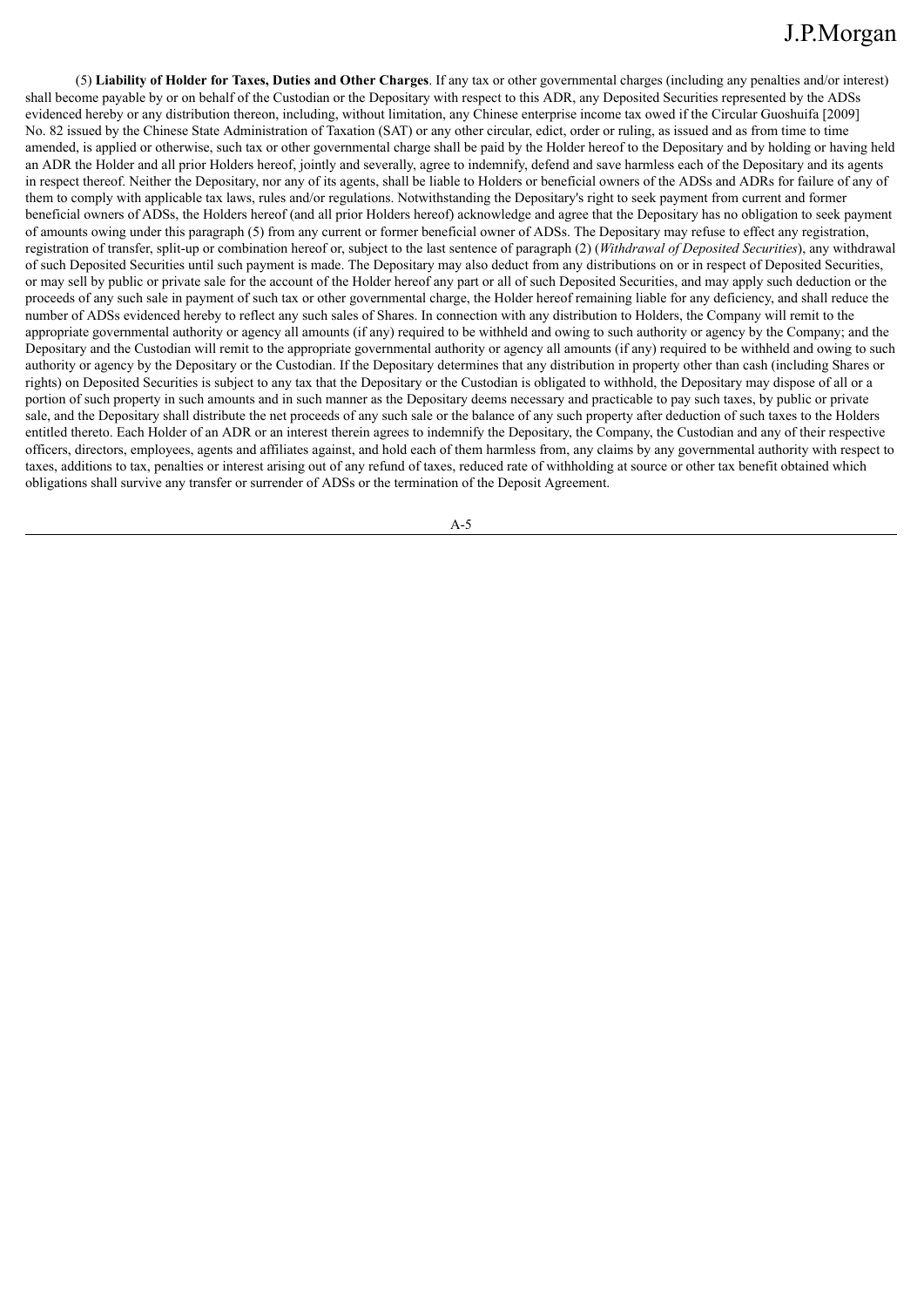(5) **Liability of Holder for Taxes, Duties and Other Charges**. If any tax or other governmental charges (including any penalties and/or interest) shall become payable by or on behalf of the Custodian or the Depositary with respect to this ADR, any Deposited Securities represented by the ADSs evidenced hereby or any distribution thereon, including, without limitation, any Chinese enterprise income tax owed if the Circular Guoshuifa [2009] No. 82 issued by the Chinese State Administration of Taxation (SAT) or any other circular, edict, order or ruling, as issued and as from time to time amended, is applied or otherwise, such tax or other governmental charge shall be paid by the Holder hereof to the Depositary and by holding or having held an ADR the Holder and all prior Holders hereof, jointly and severally, agree to indemnify, defend and save harmless each of the Depositary and its agents in respect thereof. Neither the Depositary, nor any of its agents, shall be liable to Holders or beneficial owners of the ADSs and ADRs for failure of any of them to comply with applicable tax laws, rules and/or regulations. Notwithstanding the Depositary's right to seek payment from current and former beneficial owners of ADSs, the Holders hereof (and all prior Holders hereof) acknowledge and agree that the Depositary has no obligation to seek payment of amounts owing under this paragraph (5) from any current or former beneficial owner of ADSs. The Depositary may refuse to effect any registration, registration of transfer, split-up or combination hereof or, subject to the last sentence of paragraph (2) (*Withdrawal of Deposited Securities*), any withdrawal of such Deposited Securities until such payment is made. The Depositary may also deduct from any distributions on or in respect of Deposited Securities, or may sell by public or private sale for the account of the Holder hereof any part or all of such Deposited Securities, and may apply such deduction or the proceeds of any such sale in payment of such tax or other governmental charge, the Holder hereof remaining liable for any deficiency, and shall reduce the number of ADSs evidenced hereby to reflect any such sales of Shares. In connection with any distribution to Holders, the Company will remit to the appropriate governmental authority or agency all amounts (if any) required to be withheld and owing to such authority or agency by the Company; and the Depositary and the Custodian will remit to the appropriate governmental authority or agency all amounts (if any) required to be withheld and owing to such authority or agency by the Depositary or the Custodian. If the Depositary determines that any distribution in property other than cash (including Shares or rights) on Deposited Securities is subject to any tax that the Depositary or the Custodian is obligated to withhold, the Depositary may dispose of all or a portion of such property in such amounts and in such manner as the Depositary deems necessary and practicable to pay such taxes, by public or private sale, and the Depositary shall distribute the net proceeds of any such sale or the balance of any such property after deduction of such taxes to the Holders entitled thereto. Each Holder of an ADR or an interest therein agrees to indemnify the Depositary, the Company, the Custodian and any of their respective officers, directors, employees, agents and affiliates against, and hold each of them harmless from, any claims by any governmental authority with respect to taxes, additions to tax, penalties or interest arising out of any refund of taxes, reduced rate of withholding at source or other tax benefit obtained which obligations shall survive any transfer or surrender of ADSs or the termination of the Deposit Agreement.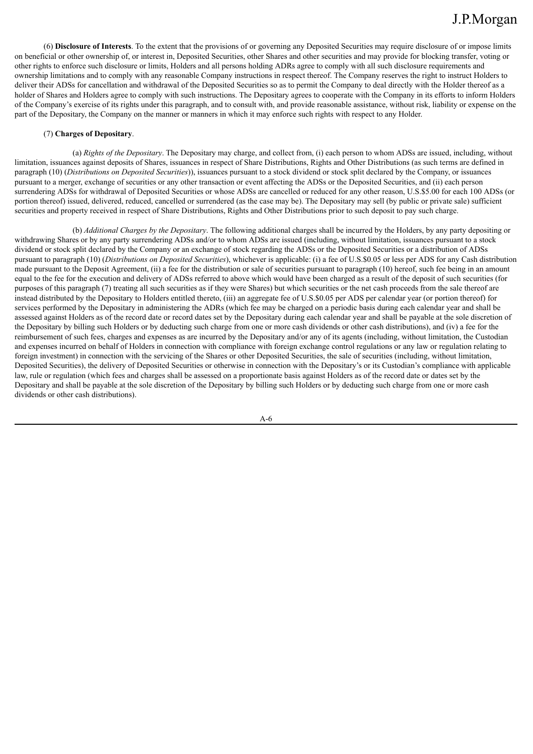(6) **Disclosure of Interests**. To the extent that the provisions of or governing any Deposited Securities may require disclosure of or impose limits on beneficial or other ownership of, or interest in, Deposited Securities, other Shares and other securities and may provide for blocking transfer, voting or other rights to enforce such disclosure or limits, Holders and all persons holding ADRs agree to comply with all such disclosure requirements and ownership limitations and to comply with any reasonable Company instructions in respect thereof. The Company reserves the right to instruct Holders to deliver their ADSs for cancellation and withdrawal of the Deposited Securities so as to permit the Company to deal directly with the Holder thereof as a holder of Shares and Holders agree to comply with such instructions. The Depositary agrees to cooperate with the Company in its efforts to inform Holders of the Company's exercise of its rights under this paragraph, and to consult with, and provide reasonable assistance, without risk, liability or expense on the part of the Depositary, the Company on the manner or manners in which it may enforce such rights with respect to any Holder.

(7) **Charges of Depositary**.

(a) *Rights of the Depositary*. The Depositary may charge, and collect from, (i) each person to whom ADSs are issued, including, without limitation, issuances against deposits of Shares, issuances in respect of Share Distributions, Rights and Other Distributions (as such terms are defined in paragraph (10) (*Distributions on Deposited Securities*)), issuances pursuant to a stock dividend or stock split declared by the Company, or issuances pursuant to a merger, exchange of securities or any other transaction or event affecting the ADSs or the Deposited Securities, and (ii) each person surrendering ADSs for withdrawal of Deposited Securities or whose ADSs are cancelled or reduced for any other reason, U.S.$5.00 for each 100 ADSs (or portion thereof) issued, delivered, reduced, cancelled or surrendered (as the case may be). The Depositary may sell (by public or private sale) sufficient securities and property received in respect of Share Distributions, Rights and Other Distributions prior to such deposit to pay such charge.

(b) *Additional Charges by the Depositary*. The following additional charges shall be incurred by the Holders, by any party depositing or withdrawing Shares or by any party surrendering ADSs and/or to whom ADSs are issued (including, without limitation, issuances pursuant to a stock dividend or stock split declared by the Company or an exchange of stock regarding the ADSs or the Deposited Securities or a distribution of ADSs pursuant to paragraph (10) (*Distributions on Deposited Securities*), whichever is applicable: (i) a fee of U.S.$0.05 or less per ADS for any Cash distribution made pursuant to the Deposit Agreement, (ii) a fee for the distribution or sale of securities pursuant to paragraph (10) hereof, such fee being in an amount equal to the fee for the execution and delivery of ADSs referred to above which would have been charged as a result of the deposit of such securities (for purposes of this paragraph (7) treating all such securities as if they were Shares) but which securities or the net cash proceeds from the sale thereof are instead distributed by the Depositary to Holders entitled thereto, (iii) an aggregate fee of U.S.$0.05 per ADS per calendar year (or portion thereof) for services performed by the Depositary in administering the ADRs (which fee may be charged on a periodic basis during each calendar year and shall be assessed against Holders as of the record date or record dates set by the Depositary during each calendar year and shall be payable at the sole discretion of the Depositary by billing such Holders or by deducting such charge from one or more cash dividends or other cash distributions), and (iv) a fee for the reimbursement of such fees, charges and expenses as are incurred by the Depositary and/or any of its agents (including, without limitation, the Custodian and expenses incurred on behalf of Holders in connection with compliance with foreign exchange control regulations or any law or regulation relating to foreign investment) in connection with the servicing of the Shares or other Deposited Securities, the sale of securities (including, without limitation, Deposited Securities), the delivery of Deposited Securities or otherwise in connection with the Depositary's or its Custodian's compliance with applicable law, rule or regulation (which fees and charges shall be assessed on a proportionate basis against Holders as of the record date or dates set by the Depositary and shall be payable at the sole discretion of the Depositary by billing such Holders or by deducting such charge from one or more cash dividends or other cash distributions).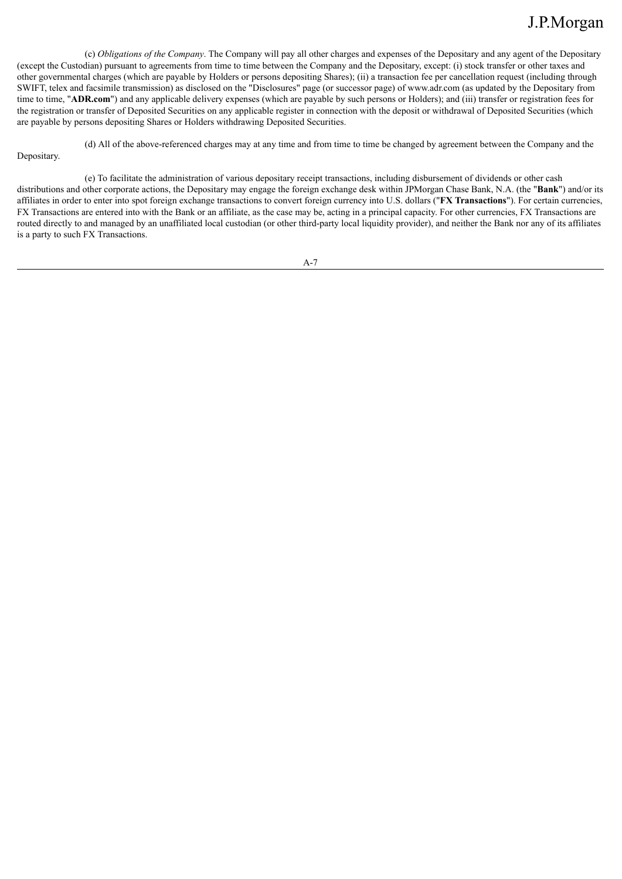(c) *Obligations of the Company*. The Company will pay all other charges and expenses of the Depositary and any agent of the Depositary (except the Custodian) pursuant to agreements from time to time between the Company and the Depositary, except: (i) stock transfer or other taxes and other governmental charges (which are payable by Holders or persons depositing Shares); (ii) a transaction fee per cancellation request (including through SWIFT, telex and facsimile transmission) as disclosed on the "Disclosures" page (or successor page) of www.adr.com (as updated by the Depositary from time to time, "**ADR.com**") and any applicable delivery expenses (which are payable by such persons or Holders); and (iii) transfer or registration fees for the registration or transfer of Deposited Securities on any applicable register in connection with the deposit or withdrawal of Deposited Securities (which are payable by persons depositing Shares or Holders withdrawing Deposited Securities.

(d) All of the above-referenced charges may at any time and from time to time be changed by agreement between the Company and the Depositary.

(e) To facilitate the administration of various depositary receipt transactions, including disbursement of dividends or other cash distributions and other corporate actions, the Depositary may engage the foreign exchange desk within JPMorgan Chase Bank, N.A. (the "**Bank**") and/or its affiliates in order to enter into spot foreign exchange transactions to convert foreign currency into U.S. dollars ("**FX Transactions**"). For certain currencies, FX Transactions are entered into with the Bank or an affiliate, as the case may be, acting in a principal capacity. For other currencies, FX Transactions are routed directly to and managed by an unaffiliated local custodian (or other third-party local liquidity provider), and neither the Bank nor any of its affiliates is a party to such FX Transactions.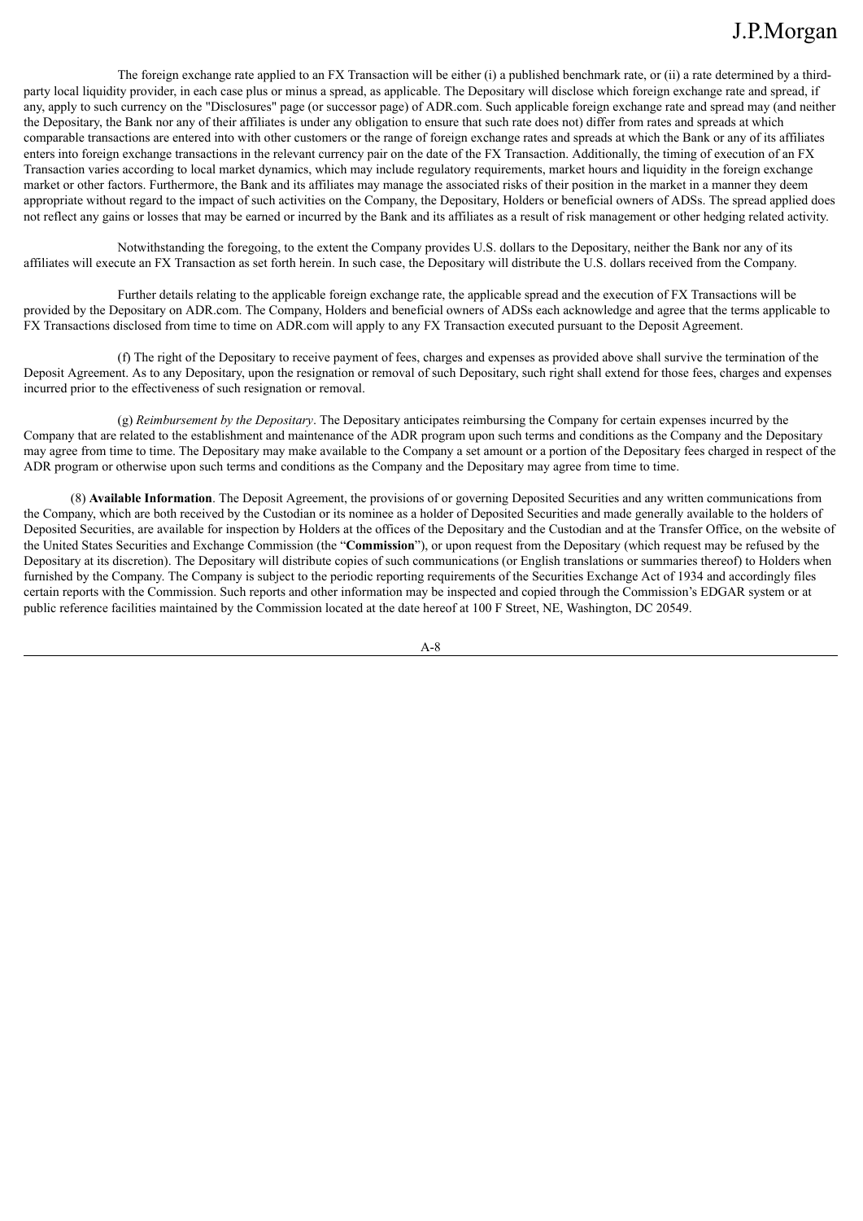The foreign exchange rate applied to an FX Transaction will be either (i) a published benchmark rate, or (ii) a rate determined by a third-party local liquidity provider, in each case plus or minus a spread, as applicable. The Depositary will disclose which foreign exchange rate and spread, if any, apply to such currency on the "Disclosures" page (or successor page) of ADR.com. Such applicable foreign exchange rate and spread may (and neither the Depositary, the Bank nor any of their affiliates is under any obligation to ensure that such rate does not) differ from rates and spreads at which comparable transactions are entered into with other customers or the range of foreign exchange rates and spreads at which the Bank or any of its affiliates enters into foreign exchange transactions in the relevant currency pair on the date of the FX Transaction. Additionally, the timing of execution of an FX Transaction varies according to local market dynamics, which may include regulatory requirements, market hours and liquidity in the foreign exchange market or other factors. Furthermore, the Bank and its affiliates may manage the associated risks of their position in the market in a manner they deem appropriate without regard to the impact of such activities on the Company, the Depositary, Holders or beneficial owners of ADSs. The spread applied does not reflect any gains or losses that may be earned or incurred by the Bank and its affiliates as a result of risk management or other hedging related activity.

Notwithstanding the foregoing, to the extent the Company provides U.S. dollars to the Depositary, neither the Bank nor any of its affiliates will execute an FX Transaction as set forth herein. In such case, the Depositary will distribute the U.S. dollars received from the Company.

Further details relating to the applicable foreign exchange rate, the applicable spread and the execution of FX Transactions will be provided by the Depositary on ADR.com. The Company, Holders and beneficial owners of ADSs each acknowledge and agree that the terms applicable to FX Transactions disclosed from time to time on ADR.com will apply to any FX Transaction executed pursuant to the Deposit Agreement.

(f) The right of the Depositary to receive payment of fees, charges and expenses as provided above shall survive the termination of the Deposit Agreement. As to any Depositary, upon the resignation or removal of such Depositary, such right shall extend for those fees, charges and expenses incurred prior to the effectiveness of such resignation or removal.

(g) *Reimbursement by the Depositary*. The Depositary anticipates reimbursing the Company for certain expenses incurred by the Company that are related to the establishment and maintenance of the ADR program upon such terms and conditions as the Company and the Depositary may agree from time to time. The Depositary may make available to the Company a set amount or a portion of the Depositary fees charged in respect of the ADR program or otherwise upon such terms and conditions as the Company and the Depositary may agree from time to time.

(8) **Available Information**. The Deposit Agreement, the provisions of or governing Deposited Securities and any written communications from the Company, which are both received by the Custodian or its nominee as a holder of Deposited Securities and made generally available to the holders of Deposited Securities, are available for inspection by Holders at the offices of the Depositary and the Custodian and at the Transfer Office, on the website of the United States Securities and Exchange Commission (the "**Commission**"), or upon request from the Depositary (which request may be refused by the Depositary at its discretion). The Depositary will distribute copies of such communications (or English translations or summaries thereof) to Holders when furnished by the Company. The Company is subject to the periodic reporting requirements of the Securities Exchange Act of 1934 and accordingly files certain reports with the Commission. Such reports and other information may be inspected and copied through the Commission's EDGAR system or at public reference facilities maintained by the Commission located at the date hereof at 100 F Street, NE, Washington, DC 20549.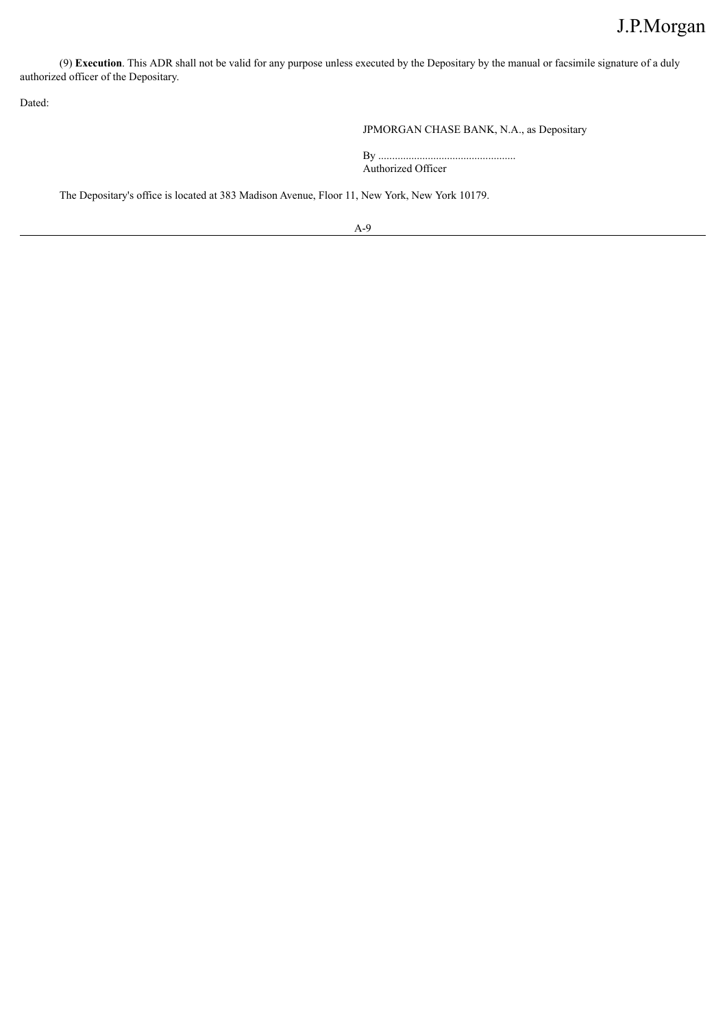(9) **Execution**. This ADR shall not be valid for any purpose unless executed by the Depositary by the manual or facsimile signature of a duly authorized officer of the Depositary.

Dated:

JPMORGAN CHASE BANK, N.A., as Depositary

By ..................................................
Authorized Officer

The Depositary's office is located at 383 Madison Avenue, Floor 11, New York, New York 10179.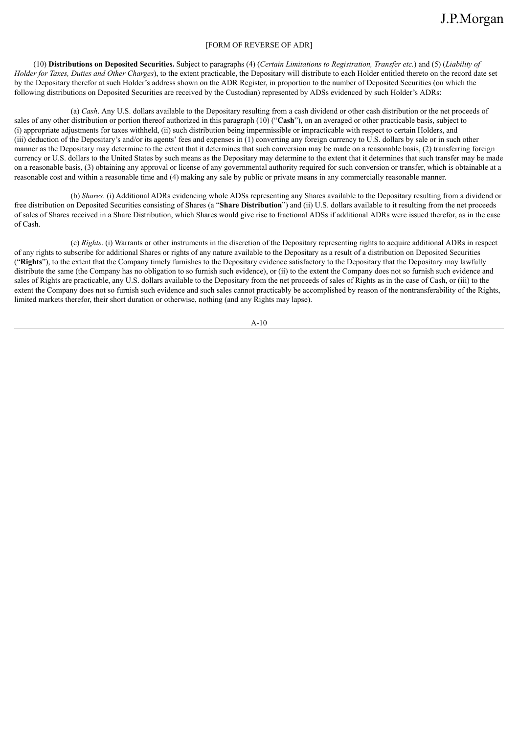[FORM OF REVERSE OF ADR]

(10) **Distributions on Deposited Securities.** Subject to paragraphs (4) (*Certain Limitations to Registration, Transfer etc.*) and (5) (*Liability of Holder for Taxes, Duties and Other Charges*), to the extent practicable, the Depositary will distribute to each Holder entitled thereto on the record date set by the Depositary therefor at such Holder's address shown on the ADR Register, in proportion to the number of Deposited Securities (on which the following distributions on Deposited Securities are received by the Custodian) represented by ADSs evidenced by such Holder's ADRs:

(a) *Cash*. Any U.S. dollars available to the Depositary resulting from a cash dividend or other cash distribution or the net proceeds of sales of any other distribution or portion thereof authorized in this paragraph (10) ("**Cash**"), on an averaged or other practicable basis, subject to (i) appropriate adjustments for taxes withheld, (ii) such distribution being impermissible or impracticable with respect to certain Holders, and (iii) deduction of the Depositary's and/or its agents' fees and expenses in (1) converting any foreign currency to U.S. dollars by sale or in such other manner as the Depositary may determine to the extent that it determines that such conversion may be made on a reasonable basis, (2) transferring foreign currency or U.S. dollars to the United States by such means as the Depositary may determine to the extent that it determines that such transfer may be made on a reasonable basis, (3) obtaining any approval or license of any governmental authority required for such conversion or transfer, which is obtainable at a reasonable cost and within a reasonable time and (4) making any sale by public or private means in any commercially reasonable manner.

(b) *Shares*. (i) Additional ADRs evidencing whole ADSs representing any Shares available to the Depositary resulting from a dividend or free distribution on Deposited Securities consisting of Shares (a "**Share Distribution**") and (ii) U.S. dollars available to it resulting from the net proceeds of sales of Shares received in a Share Distribution, which Shares would give rise to fractional ADSs if additional ADRs were issued therefor, as in the case of Cash.

(c) *Rights*. (i) Warrants or other instruments in the discretion of the Depositary representing rights to acquire additional ADRs in respect of any rights to subscribe for additional Shares or rights of any nature available to the Depositary as a result of a distribution on Deposited Securities ("**Rights**"), to the extent that the Company timely furnishes to the Depositary evidence satisfactory to the Depositary that the Depositary may lawfully distribute the same (the Company has no obligation to so furnish such evidence), or (ii) to the extent the Company does not so furnish such evidence and sales of Rights are practicable, any U.S. dollars available to the Depositary from the net proceeds of sales of Rights as in the case of Cash, or (iii) to the extent the Company does not so furnish such evidence and such sales cannot practicably be accomplished by reason of the nontransferability of the Rights, limited markets therefor, their short duration or otherwise, nothing (and any Rights may lapse).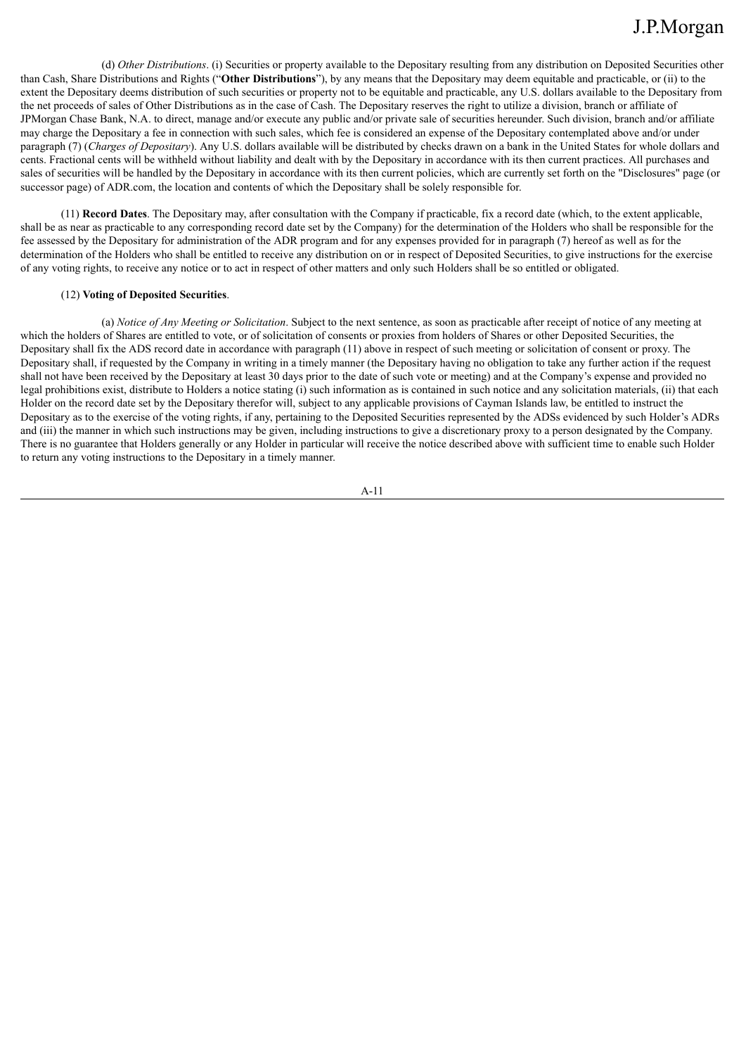(d) *Other Distributions*. (i) Securities or property available to the Depositary resulting from any distribution on Deposited Securities other than Cash, Share Distributions and Rights ("**Other Distributions**"), by any means that the Depositary may deem equitable and practicable, or (ii) to the extent the Depositary deems distribution of such securities or property not to be equitable and practicable, any U.S. dollars available to the Depositary from the net proceeds of sales of Other Distributions as in the case of Cash. The Depositary reserves the right to utilize a division, branch or affiliate of JPMorgan Chase Bank, N.A. to direct, manage and/or execute any public and/or private sale of securities hereunder. Such division, branch and/or affiliate may charge the Depositary a fee in connection with such sales, which fee is considered an expense of the Depositary contemplated above and/or under paragraph (7) (*Charges of Depositary*). Any U.S. dollars available will be distributed by checks drawn on a bank in the United States for whole dollars and cents. Fractional cents will be withheld without liability and dealt with by the Depositary in accordance with its then current practices. All purchases and sales of securities will be handled by the Depositary in accordance with its then current policies, which are currently set forth on the "Disclosures" page (or successor page) of ADR.com, the location and contents of which the Depositary shall be solely responsible for.

(11) **Record Dates**. The Depositary may, after consultation with the Company if practicable, fix a record date (which, to the extent applicable, shall be as near as practicable to any corresponding record date set by the Company) for the determination of the Holders who shall be responsible for the fee assessed by the Depositary for administration of the ADR program and for any expenses provided for in paragraph (7) hereof as well as for the determination of the Holders who shall be entitled to receive any distribution on or in respect of Deposited Securities, to give instructions for the exercise of any voting rights, to receive any notice or to act in respect of other matters and only such Holders shall be so entitled or obligated.

(12) **Voting of Deposited Securities**.

(a) *Notice of Any Meeting or Solicitation*. Subject to the next sentence, as soon as practicable after receipt of notice of any meeting at which the holders of Shares are entitled to vote, or of solicitation of consents or proxies from holders of Shares or other Deposited Securities, the Depositary shall fix the ADS record date in accordance with paragraph (11) above in respect of such meeting or solicitation of consent or proxy. The Depositary shall, if requested by the Company in writing in a timely manner (the Depositary having no obligation to take any further action if the request shall not have been received by the Depositary at least 30 days prior to the date of such vote or meeting) and at the Company's expense and provided no legal prohibitions exist, distribute to Holders a notice stating (i) such information as is contained in such notice and any solicitation materials, (ii) that each Holder on the record date set by the Depositary therefor will, subject to any applicable provisions of Cayman Islands law, be entitled to instruct the Depositary as to the exercise of the voting rights, if any, pertaining to the Deposited Securities represented by the ADSs evidenced by such Holder's ADRs and (iii) the manner in which such instructions may be given, including instructions to give a discretionary proxy to a person designated by the Company. There is no guarantee that Holders generally or any Holder in particular will receive the notice described above with sufficient time to enable such Holder to return any voting instructions to the Depositary in a timely manner.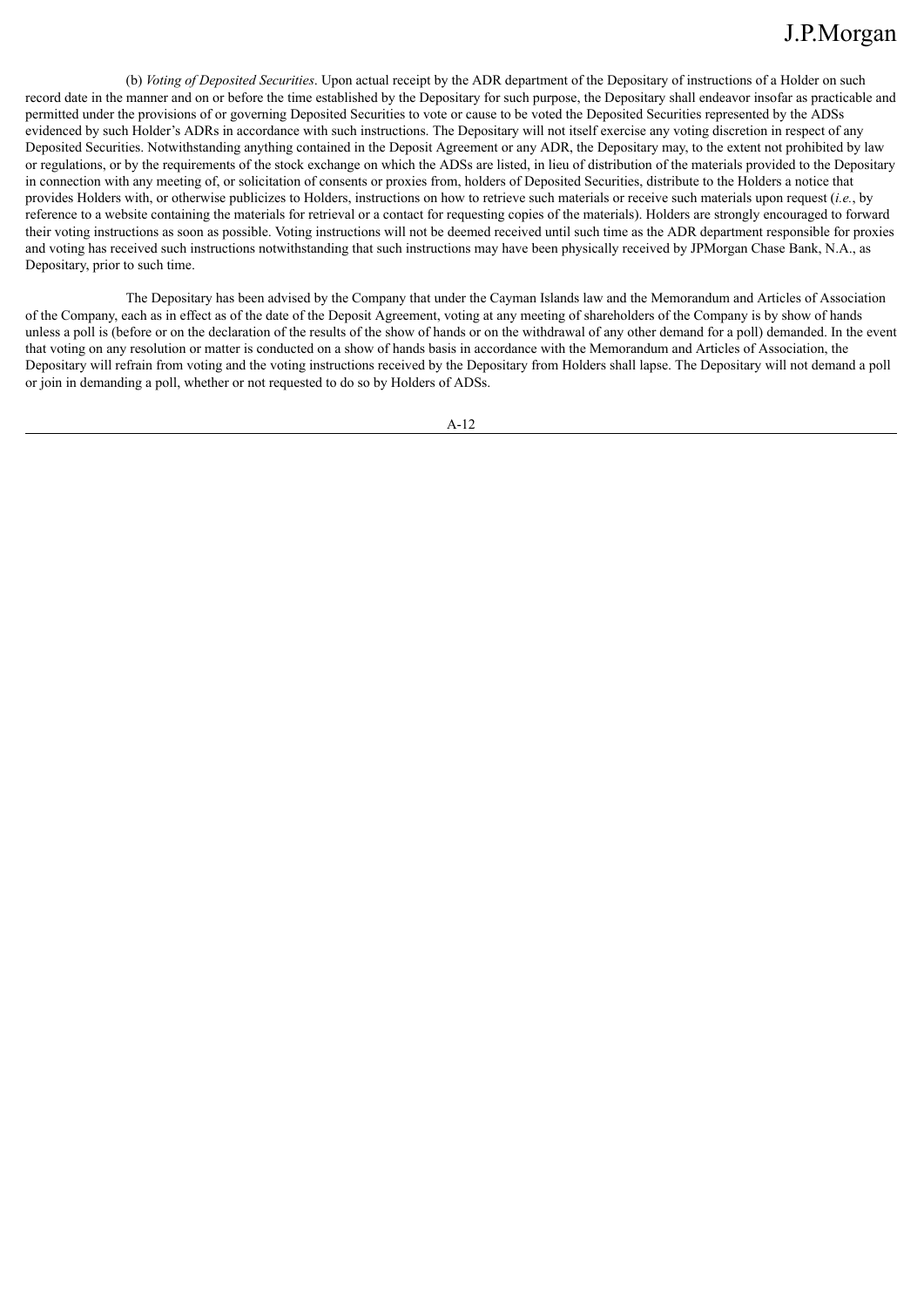(b) *Voting of Deposited Securities*. Upon actual receipt by the ADR department of the Depositary of instructions of a Holder on such record date in the manner and on or before the time established by the Depositary for such purpose, the Depositary shall endeavor insofar as practicable and permitted under the provisions of or governing Deposited Securities to vote or cause to be voted the Deposited Securities represented by the ADSs evidenced by such Holder's ADRs in accordance with such instructions. The Depositary will not itself exercise any voting discretion in respect of any Deposited Securities. Notwithstanding anything contained in the Deposit Agreement or any ADR, the Depositary may, to the extent not prohibited by law or regulations, or by the requirements of the stock exchange on which the ADSs are listed, in lieu of distribution of the materials provided to the Depositary in connection with any meeting of, or solicitation of consents or proxies from, holders of Deposited Securities, distribute to the Holders a notice that provides Holders with, or otherwise publicizes to Holders, instructions on how to retrieve such materials or receive such materials upon request (*i.e.*, by reference to a website containing the materials for retrieval or a contact for requesting copies of the materials). Holders are strongly encouraged to forward their voting instructions as soon as possible. Voting instructions will not be deemed received until such time as the ADR department responsible for proxies and voting has received such instructions notwithstanding that such instructions may have been physically received by JPMorgan Chase Bank, N.A., as Depositary, prior to such time.

The Depositary has been advised by the Company that under the Cayman Islands law and the Memorandum and Articles of Association of the Company, each as in effect as of the date of the Deposit Agreement, voting at any meeting of shareholders of the Company is by show of hands unless a poll is (before or on the declaration of the results of the show of hands or on the withdrawal of any other demand for a poll) demanded. In the event that voting on any resolution or matter is conducted on a show of hands basis in accordance with the Memorandum and Articles of Association, the Depositary will refrain from voting and the voting instructions received by the Depositary from Holders shall lapse. The Depositary will not demand a poll or join in demanding a poll, whether or not requested to do so by Holders of ADSs.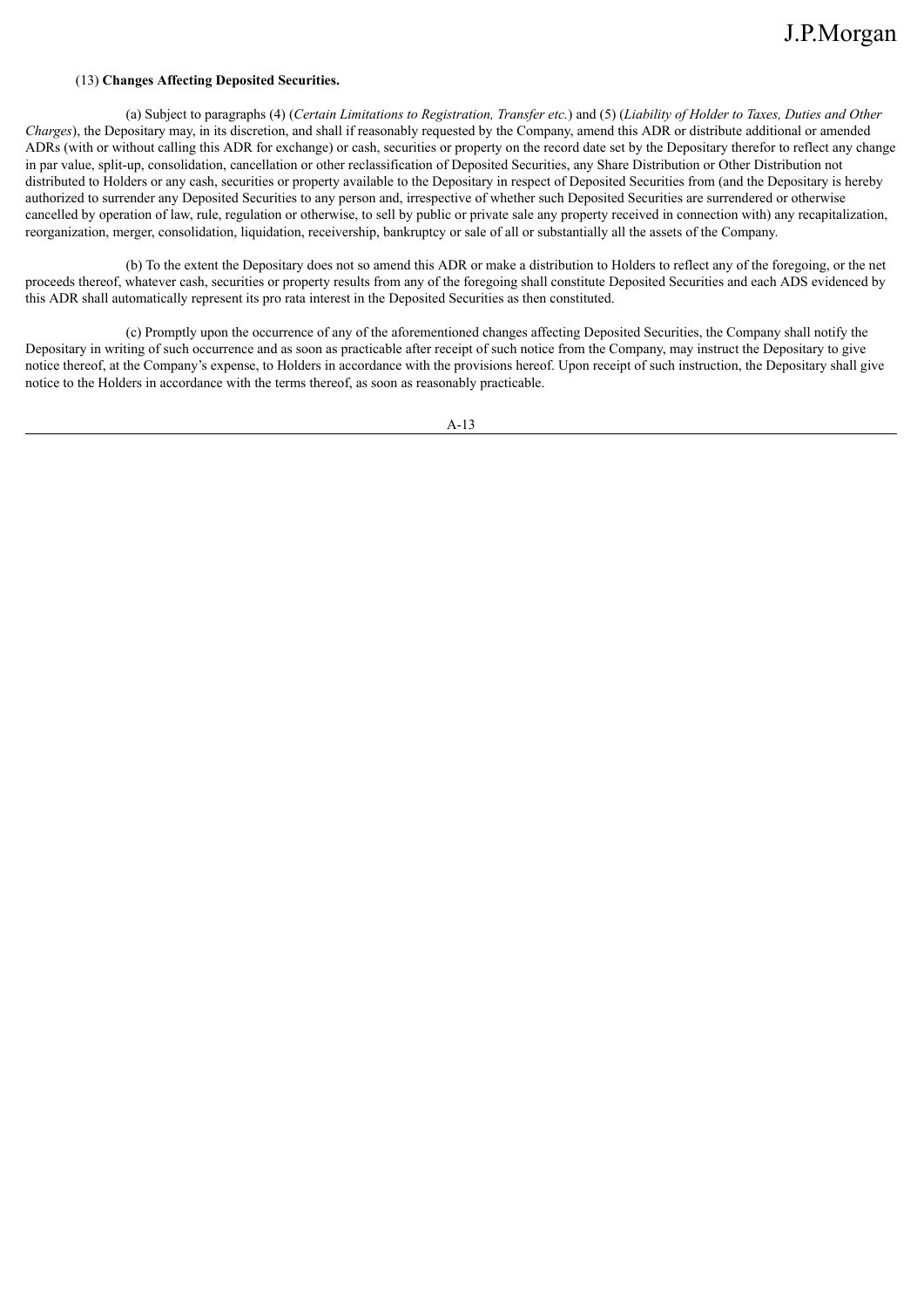(13) **Changes Affecting Deposited Securities.**

(a) Subject to paragraphs (4) (*Certain Limitations to Registration, Transfer etc.*) and (5) (*Liability of Holder to Taxes, Duties and Other Charges*), the Depositary may, in its discretion, and shall if reasonably requested by the Company, amend this ADR or distribute additional or amended ADRs (with or without calling this ADR for exchange) or cash, securities or property on the record date set by the Depositary therefor to reflect any change in par value, split-up, consolidation, cancellation or other reclassification of Deposited Securities, any Share Distribution or Other Distribution not distributed to Holders or any cash, securities or property available to the Depositary in respect of Deposited Securities from (and the Depositary is hereby authorized to surrender any Deposited Securities to any person and, irrespective of whether such Deposited Securities are surrendered or otherwise cancelled by operation of law, rule, regulation or otherwise, to sell by public or private sale any property received in connection with) any recapitalization, reorganization, merger, consolidation, liquidation, receivership, bankruptcy or sale of all or substantially all the assets of the Company.

(b) To the extent the Depositary does not so amend this ADR or make a distribution to Holders to reflect any of the foregoing, or the net proceeds thereof, whatever cash, securities or property results from any of the foregoing shall constitute Deposited Securities and each ADS evidenced by this ADR shall automatically represent its pro rata interest in the Deposited Securities as then constituted.

(c) Promptly upon the occurrence of any of the aforementioned changes affecting Deposited Securities, the Company shall notify the Depositary in writing of such occurrence and as soon as practicable after receipt of such notice from the Company, may instruct the Depositary to give notice thereof, at the Company's expense, to Holders in accordance with the provisions hereof. Upon receipt of such instruction, the Depositary shall give notice to the Holders in accordance with the terms thereof, as soon as reasonably practicable.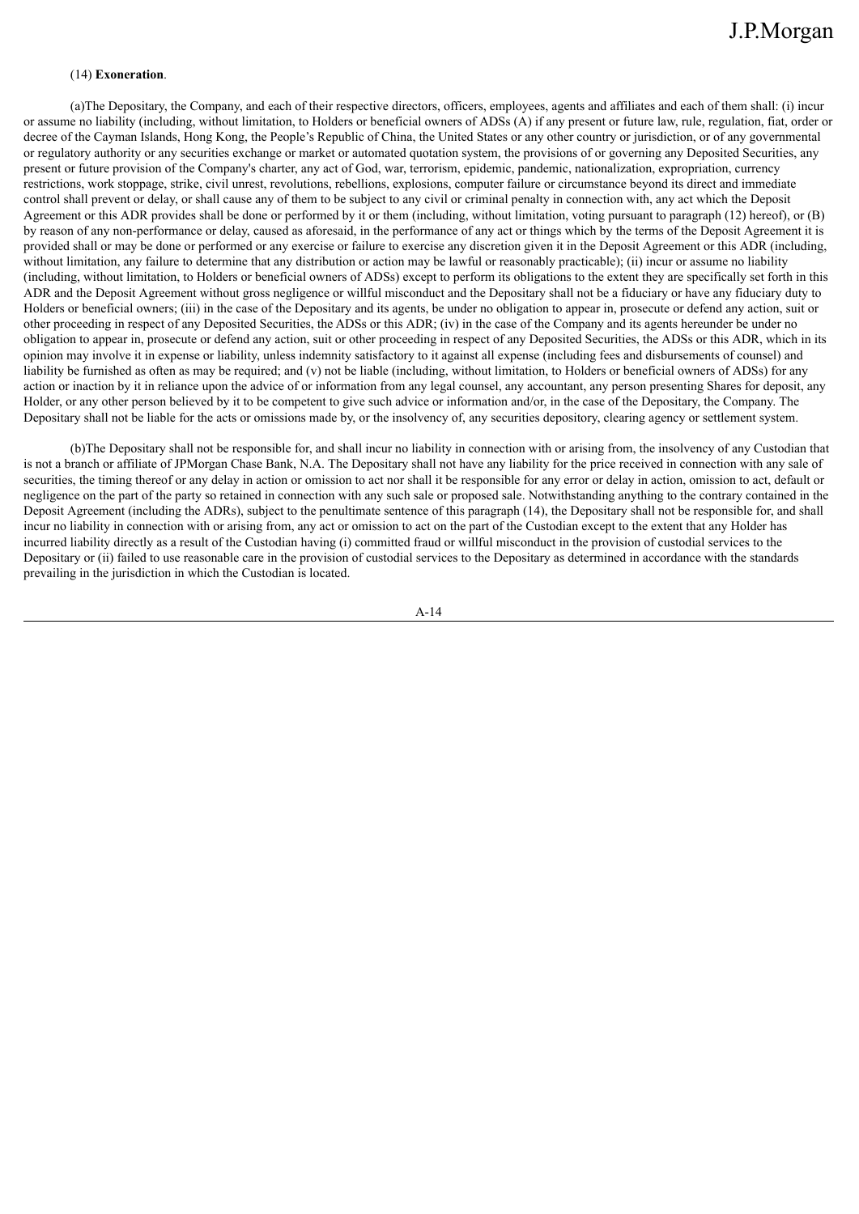(14) **Exoneration**.

(a)The Depositary, the Company, and each of their respective directors, officers, employees, agents and affiliates and each of them shall: (i) incur or assume no liability (including, without limitation, to Holders or beneficial owners of ADSs (A) if any present or future law, rule, regulation, fiat, order or decree of the Cayman Islands, Hong Kong, the People's Republic of China, the United States or any other country or jurisdiction, or of any governmental or regulatory authority or any securities exchange or market or automated quotation system, the provisions of or governing any Deposited Securities, any present or future provision of the Company's charter, any act of God, war, terrorism, epidemic, pandemic, nationalization, expropriation, currency restrictions, work stoppage, strike, civil unrest, revolutions, rebellions, explosions, computer failure or circumstance beyond its direct and immediate control shall prevent or delay, or shall cause any of them to be subject to any civil or criminal penalty in connection with, any act which the Deposit Agreement or this ADR provides shall be done or performed by it or them (including, without limitation, voting pursuant to paragraph (12) hereof), or (B) by reason of any non-performance or delay, caused as aforesaid, in the performance of any act or things which by the terms of the Deposit Agreement it is provided shall or may be done or performed or any exercise or failure to exercise any discretion given it in the Deposit Agreement or this ADR (including, without limitation, any failure to determine that any distribution or action may be lawful or reasonably practicable); (ii) incur or assume no liability (including, without limitation, to Holders or beneficial owners of ADSs) except to perform its obligations to the extent they are specifically set forth in this ADR and the Deposit Agreement without gross negligence or willful misconduct and the Depositary shall not be a fiduciary or have any fiduciary duty to Holders or beneficial owners; (iii) in the case of the Depositary and its agents, be under no obligation to appear in, prosecute or defend any action, suit or other proceeding in respect of any Deposited Securities, the ADSs or this ADR; (iv) in the case of the Company and its agents hereunder be under no obligation to appear in, prosecute or defend any action, suit or other proceeding in respect of any Deposited Securities, the ADSs or this ADR, which in its opinion may involve it in expense or liability, unless indemnity satisfactory to it against all expense (including fees and disbursements of counsel) and liability be furnished as often as may be required; and (v) not be liable (including, without limitation, to Holders or beneficial owners of ADSs) for any action or inaction by it in reliance upon the advice of or information from any legal counsel, any accountant, any person presenting Shares for deposit, any Holder, or any other person believed by it to be competent to give such advice or information and/or, in the case of the Depositary, the Company. The Depositary shall not be liable for the acts or omissions made by, or the insolvency of, any securities depository, clearing agency or settlement system.

(b)The Depositary shall not be responsible for, and shall incur no liability in connection with or arising from, the insolvency of any Custodian that is not a branch or affiliate of JPMorgan Chase Bank, N.A. The Depositary shall not have any liability for the price received in connection with any sale of securities, the timing thereof or any delay in action or omission to act nor shall it be responsible for any error or delay in action, omission to act, default or negligence on the part of the party so retained in connection with any such sale or proposed sale. Notwithstanding anything to the contrary contained in the Deposit Agreement (including the ADRs), subject to the penultimate sentence of this paragraph (14), the Depositary shall not be responsible for, and shall incur no liability in connection with or arising from, any act or omission to act on the part of the Custodian except to the extent that any Holder has incurred liability directly as a result of the Custodian having (i) committed fraud or willful misconduct in the provision of custodial services to the Depositary or (ii) failed to use reasonable care in the provision of custodial services to the Depositary as determined in accordance with the standards prevailing in the jurisdiction in which the Custodian is located.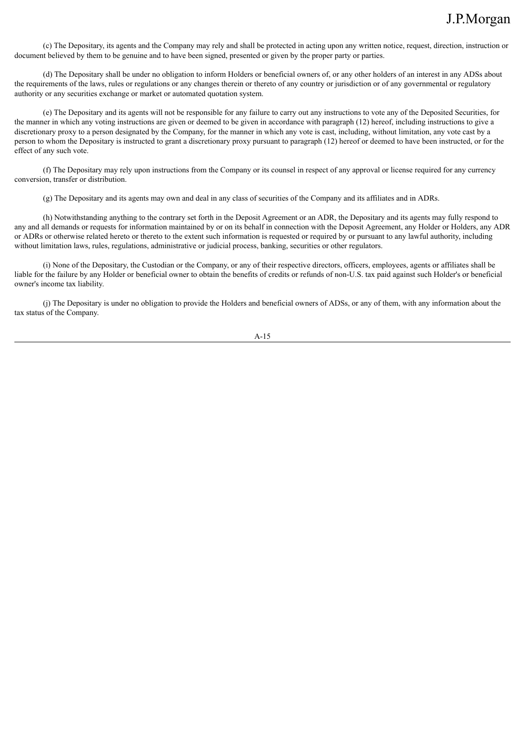(c) The Depositary, its agents and the Company may rely and shall be protected in acting upon any written notice, request, direction, instruction or document believed by them to be genuine and to have been signed, presented or given by the proper party or parties.

(d) The Depositary shall be under no obligation to inform Holders or beneficial owners of, or any other holders of an interest in any ADSs about the requirements of the laws, rules or regulations or any changes therein or thereto of any country or jurisdiction or of any governmental or regulatory authority or any securities exchange or market or automated quotation system.

(e) The Depositary and its agents will not be responsible for any failure to carry out any instructions to vote any of the Deposited Securities, for the manner in which any voting instructions are given or deemed to be given in accordance with paragraph (12) hereof, including instructions to give a discretionary proxy to a person designated by the Company, for the manner in which any vote is cast, including, without limitation, any vote cast by a person to whom the Depositary is instructed to grant a discretionary proxy pursuant to paragraph (12) hereof or deemed to have been instructed, or for the effect of any such vote.

(f) The Depositary may rely upon instructions from the Company or its counsel in respect of any approval or license required for any currency conversion, transfer or distribution.

(g) The Depositary and its agents may own and deal in any class of securities of the Company and its affiliates and in ADRs.

(h) Notwithstanding anything to the contrary set forth in the Deposit Agreement or an ADR, the Depositary and its agents may fully respond to any and all demands or requests for information maintained by or on its behalf in connection with the Deposit Agreement, any Holder or Holders, any ADR or ADRs or otherwise related hereto or thereto to the extent such information is requested or required by or pursuant to any lawful authority, including without limitation laws, rules, regulations, administrative or judicial process, banking, securities or other regulators.

(i) None of the Depositary, the Custodian or the Company, or any of their respective directors, officers, employees, agents or affiliates shall be liable for the failure by any Holder or beneficial owner to obtain the benefits of credits or refunds of non-U.S. tax paid against such Holder's or beneficial owner's income tax liability.

(j) The Depositary is under no obligation to provide the Holders and beneficial owners of ADSs, or any of them, with any information about the tax status of the Company.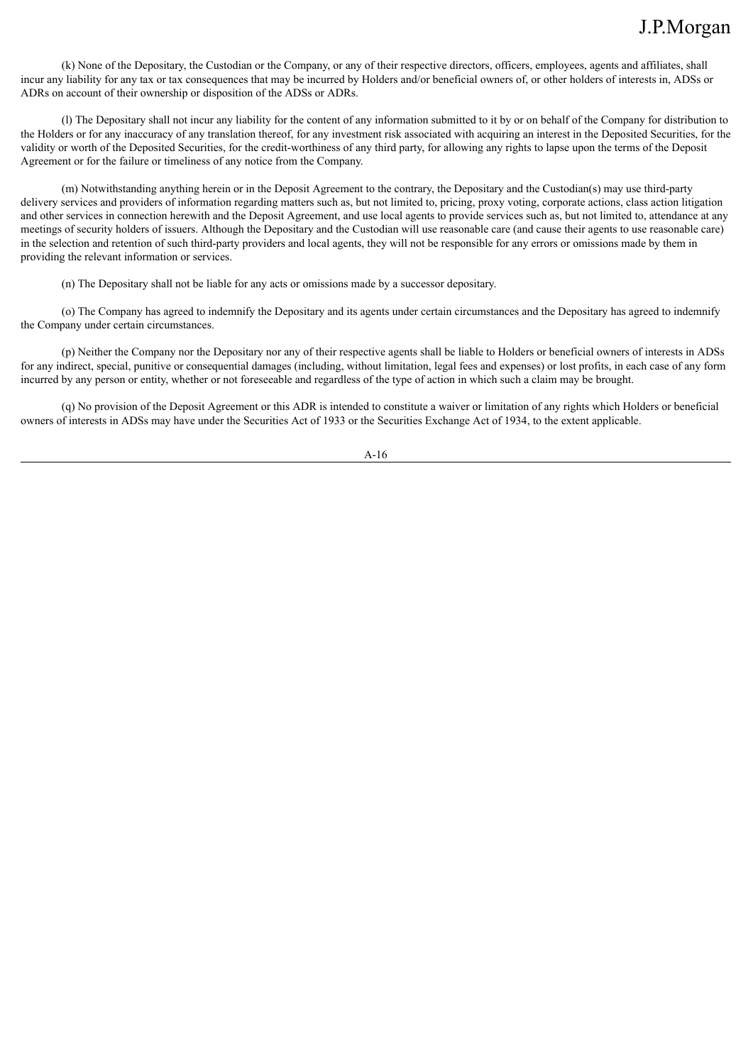(k) None of the Depositary, the Custodian or the Company, or any of their respective directors, officers, employees, agents and affiliates, shall incur any liability for any tax or tax consequences that may be incurred by Holders and/or beneficial owners of, or other holders of interests in, ADSs or ADRs on account of their ownership or disposition of the ADSs or ADRs.

(l) The Depositary shall not incur any liability for the content of any information submitted to it by or on behalf of the Company for distribution to the Holders or for any inaccuracy of any translation thereof, for any investment risk associated with acquiring an interest in the Deposited Securities, for the validity or worth of the Deposited Securities, for the credit-worthiness of any third party, for allowing any rights to lapse upon the terms of the Deposit Agreement or for the failure or timeliness of any notice from the Company.

(m) Notwithstanding anything herein or in the Deposit Agreement to the contrary, the Depositary and the Custodian(s) may use third-party delivery services and providers of information regarding matters such as, but not limited to, pricing, proxy voting, corporate actions, class action litigation and other services in connection herewith and the Deposit Agreement, and use local agents to provide services such as, but not limited to, attendance at any meetings of security holders of issuers. Although the Depositary and the Custodian will use reasonable care (and cause their agents to use reasonable care) in the selection and retention of such third-party providers and local agents, they will not be responsible for any errors or omissions made by them in providing the relevant information or services.

(n) The Depositary shall not be liable for any acts or omissions made by a successor depositary.

(o) The Company has agreed to indemnify the Depositary and its agents under certain circumstances and the Depositary has agreed to indemnify the Company under certain circumstances.

(p) Neither the Company nor the Depositary nor any of their respective agents shall be liable to Holders or beneficial owners of interests in ADSs for any indirect, special, punitive or consequential damages (including, without limitation, legal fees and expenses) or lost profits, in each case of any form incurred by any person or entity, whether or not foreseeable and regardless of the type of action in which such a claim may be brought.

(q) No provision of the Deposit Agreement or this ADR is intended to constitute a waiver or limitation of any rights which Holders or beneficial owners of interests in ADSs may have under the Securities Act of 1933 or the Securities Exchange Act of 1934, to the extent applicable.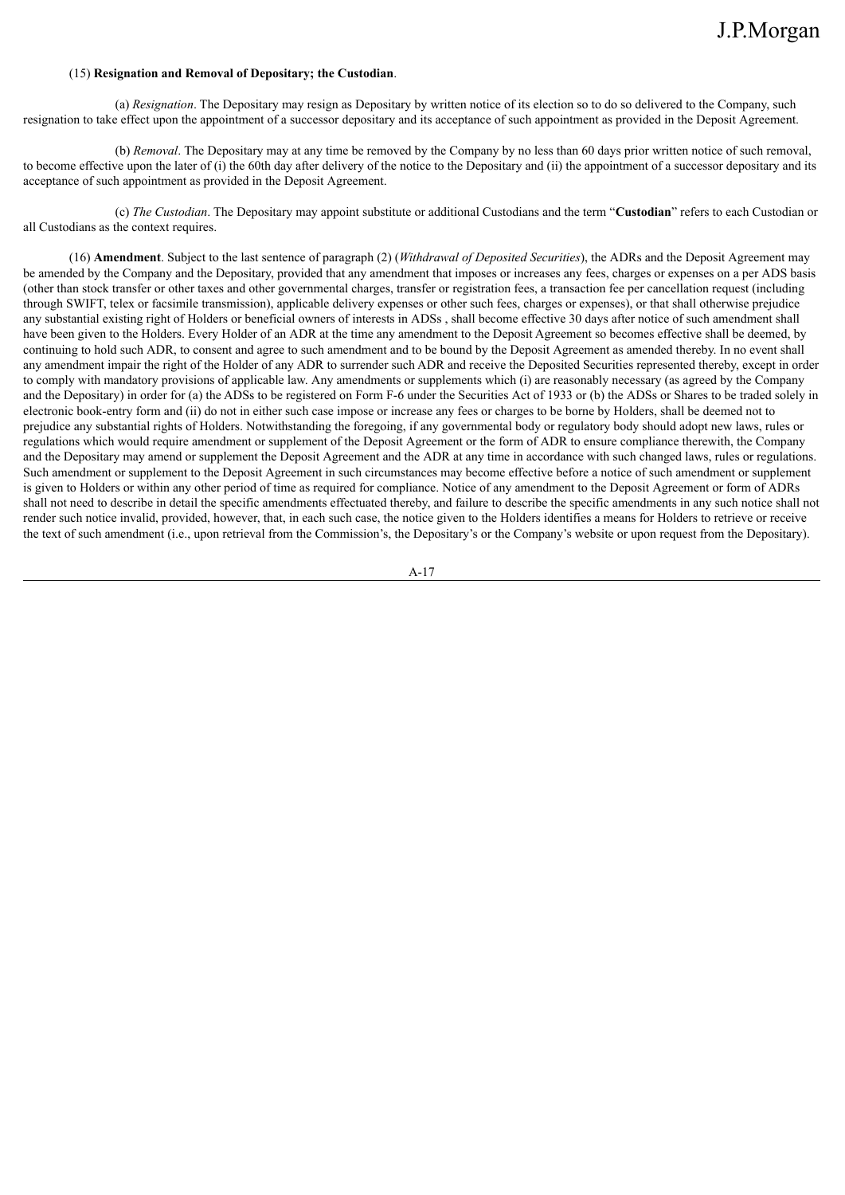(15) **Resignation and Removal of Depositary; the Custodian**.

(a) *Resignation*. The Depositary may resign as Depositary by written notice of its election so to do so delivered to the Company, such resignation to take effect upon the appointment of a successor depositary and its acceptance of such appointment as provided in the Deposit Agreement.

(b) *Removal*. The Depositary may at any time be removed by the Company by no less than 60 days prior written notice of such removal, to become effective upon the later of (i) the 60th day after delivery of the notice to the Depositary and (ii) the appointment of a successor depositary and its acceptance of such appointment as provided in the Deposit Agreement.

(c) *The Custodian*. The Depositary may appoint substitute or additional Custodians and the term "**Custodian**" refers to each Custodian or all Custodians as the context requires.

(16) **Amendment**. Subject to the last sentence of paragraph (2) (*Withdrawal of Deposited Securities*), the ADRs and the Deposit Agreement may be amended by the Company and the Depositary, provided that any amendment that imposes or increases any fees, charges or expenses on a per ADS basis (other than stock transfer or other taxes and other governmental charges, transfer or registration fees, a transaction fee per cancellation request (including through SWIFT, telex or facsimile transmission), applicable delivery expenses or other such fees, charges or expenses), or that shall otherwise prejudice any substantial existing right of Holders or beneficial owners of interests in ADSs , shall become effective 30 days after notice of such amendment shall have been given to the Holders. Every Holder of an ADR at the time any amendment to the Deposit Agreement so becomes effective shall be deemed, by continuing to hold such ADR, to consent and agree to such amendment and to be bound by the Deposit Agreement as amended thereby. In no event shall any amendment impair the right of the Holder of any ADR to surrender such ADR and receive the Deposited Securities represented thereby, except in order to comply with mandatory provisions of applicable law. Any amendments or supplements which (i) are reasonably necessary (as agreed by the Company and the Depositary) in order for (a) the ADSs to be registered on Form F-6 under the Securities Act of 1933 or (b) the ADSs or Shares to be traded solely in electronic book-entry form and (ii) do not in either such case impose or increase any fees or charges to be borne by Holders, shall be deemed not to prejudice any substantial rights of Holders. Notwithstanding the foregoing, if any governmental body or regulatory body should adopt new laws, rules or regulations which would require amendment or supplement of the Deposit Agreement or the form of ADR to ensure compliance therewith, the Company and the Depositary may amend or supplement the Deposit Agreement and the ADR at any time in accordance with such changed laws, rules or regulations. Such amendment or supplement to the Deposit Agreement in such circumstances may become effective before a notice of such amendment or supplement is given to Holders or within any other period of time as required for compliance. Notice of any amendment to the Deposit Agreement or form of ADRs shall not need to describe in detail the specific amendments effectuated thereby, and failure to describe the specific amendments in any such notice shall not render such notice invalid, provided, however, that, in each such case, the notice given to the Holders identifies a means for Holders to retrieve or receive the text of such amendment (i.e., upon retrieval from the Commission's, the Depositary's or the Company's website or upon request from the Depositary).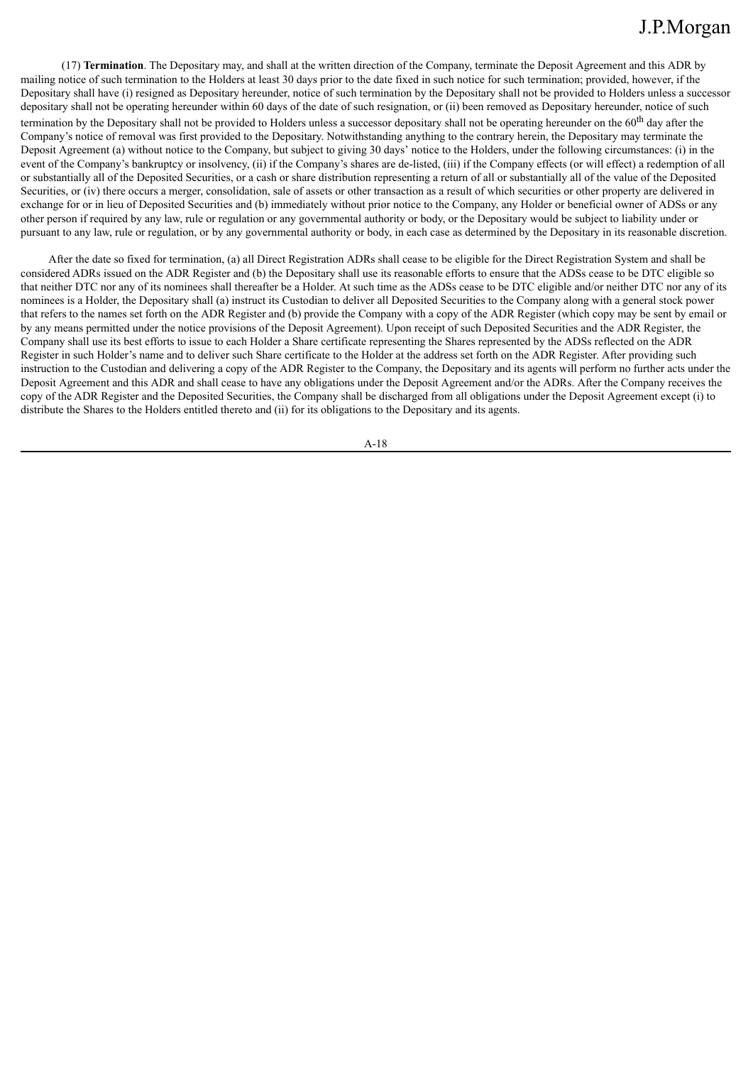(17) **Termination**. The Depositary may, and shall at the written direction of the Company, terminate the Deposit Agreement and this ADR by mailing notice of such termination to the Holders at least 30 days prior to the date fixed in such notice for such termination; provided, however, if the Depositary shall have (i) resigned as Depositary hereunder, notice of such termination by the Depositary shall not be provided to Holders unless a successor depositary shall not be operating hereunder within 60 days of the date of such resignation, or (ii) been removed as Depositary hereunder, notice of such termination by the Depositary shall not be provided to Holders unless a successor depositary shall not be operating hereunder on the 60th day after the Company's notice of removal was first provided to the Depositary. Notwithstanding anything to the contrary herein, the Depositary may terminate the Deposit Agreement (a) without notice to the Company, but subject to giving 30 days' notice to the Holders, under the following circumstances: (i) in the event of the Company's bankruptcy or insolvency, (ii) if the Company's shares are de-listed, (iii) if the Company effects (or will effect) a redemption of all or substantially all of the Deposited Securities, or a cash or share distribution representing a return of all or substantially all of the value of the Deposited Securities, or (iv) there occurs a merger, consolidation, sale of assets or other transaction as a result of which securities or other property are delivered in exchange for or in lieu of Deposited Securities and (b) immediately without prior notice to the Company, any Holder or beneficial owner of ADSs or any other person if required by any law, rule or regulation or any governmental authority or body, or the Depositary would be subject to liability under or pursuant to any law, rule or regulation, or by any governmental authority or body, in each case as determined by the Depositary in its reasonable discretion.

After the date so fixed for termination, (a) all Direct Registration ADRs shall cease to be eligible for the Direct Registration System and shall be considered ADRs issued on the ADR Register and (b) the Depositary shall use its reasonable efforts to ensure that the ADSs cease to be DTC eligible so that neither DTC nor any of its nominees shall thereafter be a Holder. At such time as the ADSs cease to be DTC eligible and/or neither DTC nor any of its nominees is a Holder, the Depositary shall (a) instruct its Custodian to deliver all Deposited Securities to the Company along with a general stock power that refers to the names set forth on the ADR Register and (b) provide the Company with a copy of the ADR Register (which copy may be sent by email or by any means permitted under the notice provisions of the Deposit Agreement). Upon receipt of such Deposited Securities and the ADR Register, the Company shall use its best efforts to issue to each Holder a Share certificate representing the Shares represented by the ADSs reflected on the ADR Register in such Holder's name and to deliver such Share certificate to the Holder at the address set forth on the ADR Register. After providing such instruction to the Custodian and delivering a copy of the ADR Register to the Company, the Depositary and its agents will perform no further acts under the Deposit Agreement and this ADR and shall cease to have any obligations under the Deposit Agreement and/or the ADRs. After the Company receives the copy of the ADR Register and the Deposited Securities, the Company shall be discharged from all obligations under the Deposit Agreement except (i) to distribute the Shares to the Holders entitled thereto and (ii) for its obligations to the Depositary and its agents.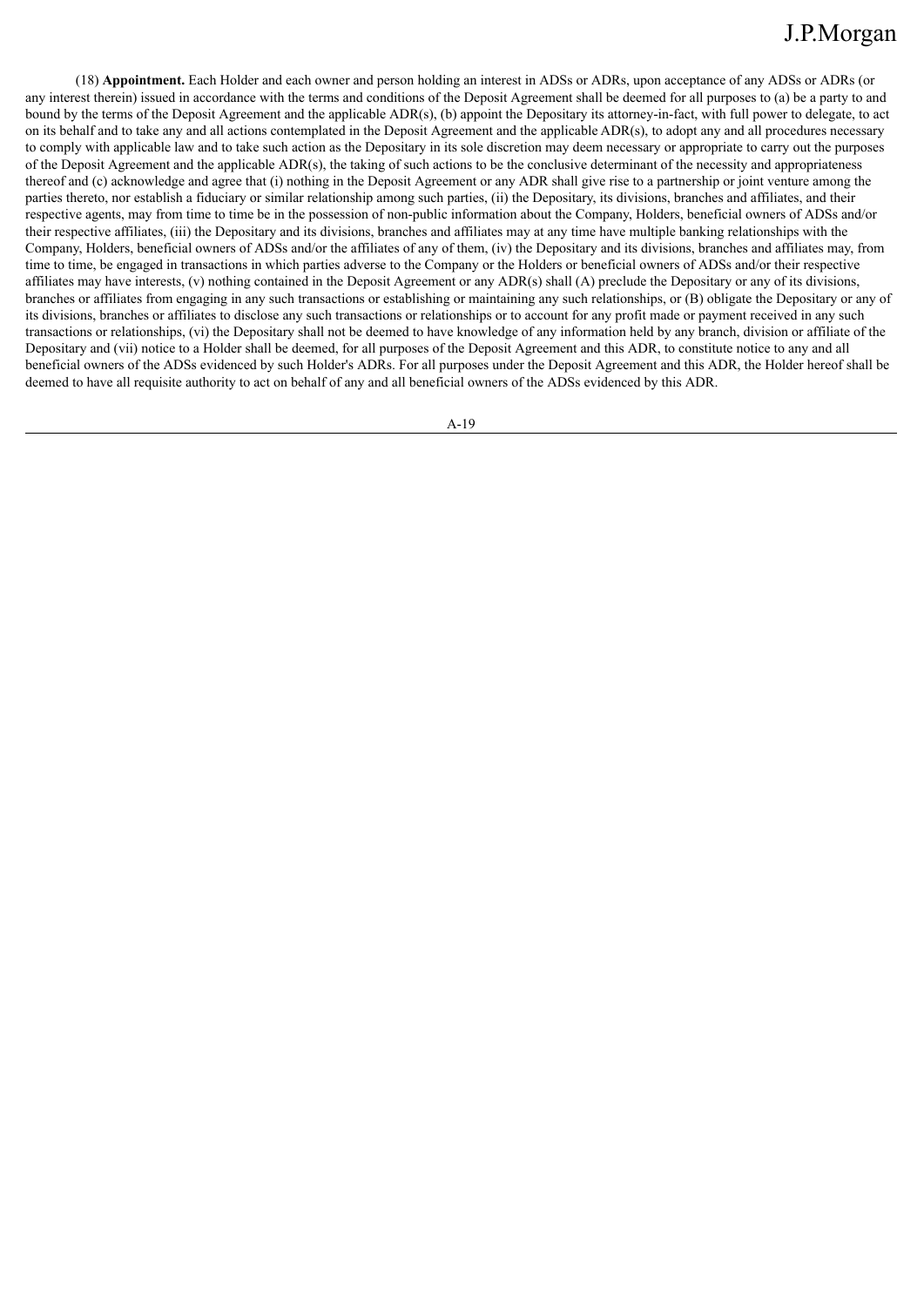(18) **Appointment.** Each Holder and each owner and person holding an interest in ADSs or ADRs, upon acceptance of any ADSs or ADRs (or any interest therein) issued in accordance with the terms and conditions of the Deposit Agreement shall be deemed for all purposes to (a) be a party to and bound by the terms of the Deposit Agreement and the applicable ADR(s), (b) appoint the Depositary its attorney-in-fact, with full power to delegate, to act on its behalf and to take any and all actions contemplated in the Deposit Agreement and the applicable ADR(s), to adopt any and all procedures necessary to comply with applicable law and to take such action as the Depositary in its sole discretion may deem necessary or appropriate to carry out the purposes of the Deposit Agreement and the applicable ADR(s), the taking of such actions to be the conclusive determinant of the necessity and appropriateness thereof and (c) acknowledge and agree that (i) nothing in the Deposit Agreement or any ADR shall give rise to a partnership or joint venture among the parties thereto, nor establish a fiduciary or similar relationship among such parties, (ii) the Depositary, its divisions, branches and affiliates, and their respective agents, may from time to time be in the possession of non-public information about the Company, Holders, beneficial owners of ADSs and/or their respective affiliates, (iii) the Depositary and its divisions, branches and affiliates may at any time have multiple banking relationships with the Company, Holders, beneficial owners of ADSs and/or the affiliates of any of them, (iv) the Depositary and its divisions, branches and affiliates may, from time to time, be engaged in transactions in which parties adverse to the Company or the Holders or beneficial owners of ADSs and/or their respective affiliates may have interests, (v) nothing contained in the Deposit Agreement or any ADR(s) shall (A) preclude the Depositary or any of its divisions, branches or affiliates from engaging in any such transactions or establishing or maintaining any such relationships, or (B) obligate the Depositary or any of its divisions, branches or affiliates to disclose any such transactions or relationships or to account for any profit made or payment received in any such transactions or relationships, (vi) the Depositary shall not be deemed to have knowledge of any information held by any branch, division or affiliate of the Depositary and (vii) notice to a Holder shall be deemed, for all purposes of the Deposit Agreement and this ADR, to constitute notice to any and all beneficial owners of the ADSs evidenced by such Holder's ADRs. For all purposes under the Deposit Agreement and this ADR, the Holder hereof shall be deemed to have all requisite authority to act on behalf of any and all beneficial owners of the ADSs evidenced by this ADR.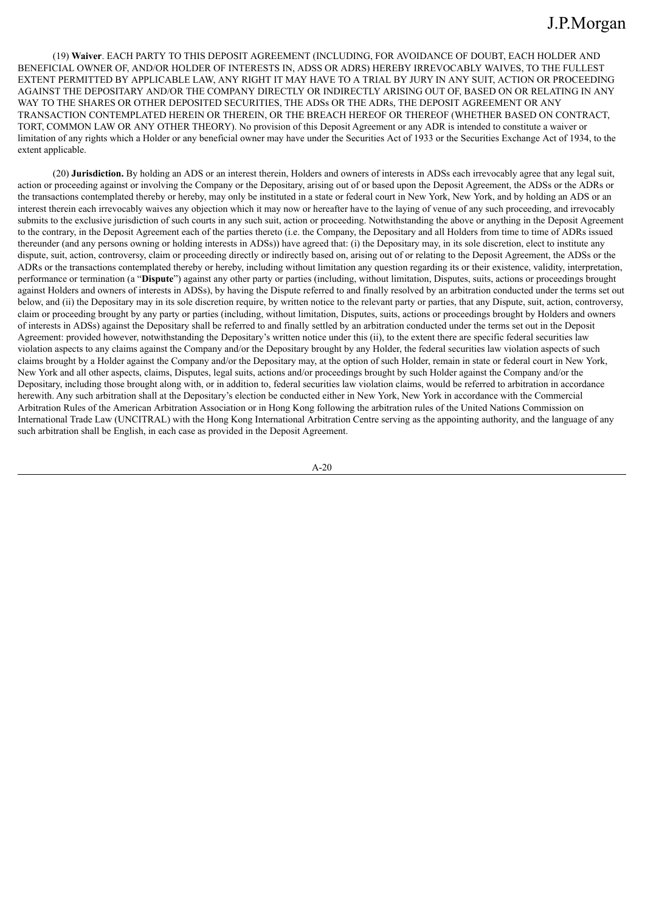(19) **Waiver**. EACH PARTY TO THIS DEPOSIT AGREEMENT (INCLUDING, FOR AVOIDANCE OF DOUBT, EACH HOLDER AND BENEFICIAL OWNER OF, AND/OR HOLDER OF INTERESTS IN, ADSS OR ADRS) HEREBY IRREVOCABLY WAIVES, TO THE FULLEST EXTENT PERMITTED BY APPLICABLE LAW, ANY RIGHT IT MAY HAVE TO A TRIAL BY JURY IN ANY SUIT, ACTION OR PROCEEDING AGAINST THE DEPOSITARY AND/OR THE COMPANY DIRECTLY OR INDIRECTLY ARISING OUT OF, BASED ON OR RELATING IN ANY WAY TO THE SHARES OR OTHER DEPOSITED SECURITIES, THE ADSs OR THE ADRs, THE DEPOSIT AGREEMENT OR ANY TRANSACTION CONTEMPLATED HEREIN OR THEREIN, OR THE BREACH HEREOF OR THEREOF (WHETHER BASED ON CONTRACT, TORT, COMMON LAW OR ANY OTHER THEORY). No provision of this Deposit Agreement or any ADR is intended to constitute a waiver or limitation of any rights which a Holder or any beneficial owner may have under the Securities Act of 1933 or the Securities Exchange Act of 1934, to the extent applicable.

(20) **Jurisdiction.** By holding an ADS or an interest therein, Holders and owners of interests in ADSs each irrevocably agree that any legal suit, action or proceeding against or involving the Company or the Depositary, arising out of or based upon the Deposit Agreement, the ADSs or the ADRs or the transactions contemplated thereby or hereby, may only be instituted in a state or federal court in New York, New York, and by holding an ADS or an interest therein each irrevocably waives any objection which it may now or hereafter have to the laying of venue of any such proceeding, and irrevocably submits to the exclusive jurisdiction of such courts in any such suit, action or proceeding. Notwithstanding the above or anything in the Deposit Agreement to the contrary, in the Deposit Agreement each of the parties thereto (i.e. the Company, the Depositary and all Holders from time to time of ADRs issued thereunder (and any persons owning or holding interests in ADSs)) have agreed that: (i) the Depositary may, in its sole discretion, elect to institute any dispute, suit, action, controversy, claim or proceeding directly or indirectly based on, arising out of or relating to the Deposit Agreement, the ADSs or the ADRs or the transactions contemplated thereby or hereby, including without limitation any question regarding its or their existence, validity, interpretation, performance or termination (a "**Dispute**") against any other party or parties (including, without limitation, Disputes, suits, actions or proceedings brought against Holders and owners of interests in ADSs), by having the Dispute referred to and finally resolved by an arbitration conducted under the terms set out below, and (ii) the Depositary may in its sole discretion require, by written notice to the relevant party or parties, that any Dispute, suit, action, controversy, claim or proceeding brought by any party or parties (including, without limitation, Disputes, suits, actions or proceedings brought by Holders and owners of interests in ADSs) against the Depositary shall be referred to and finally settled by an arbitration conducted under the terms set out in the Deposit Agreement: provided however, notwithstanding the Depositary's written notice under this (ii), to the extent there are specific federal securities law violation aspects to any claims against the Company and/or the Depositary brought by any Holder, the federal securities law violation aspects of such claims brought by a Holder against the Company and/or the Depositary may, at the option of such Holder, remain in state or federal court in New York, New York and all other aspects, claims, Disputes, legal suits, actions and/or proceedings brought by such Holder against the Company and/or the Depositary, including those brought along with, or in addition to, federal securities law violation claims, would be referred to arbitration in accordance herewith. Any such arbitration shall at the Depositary's election be conducted either in New York, New York in accordance with the Commercial Arbitration Rules of the American Arbitration Association or in Hong Kong following the arbitration rules of the United Nations Commission on International Trade Law (UNCITRAL) with the Hong Kong International Arbitration Centre serving as the appointing authority, and the language of any such arbitration shall be English, in each case as provided in the Deposit Agreement.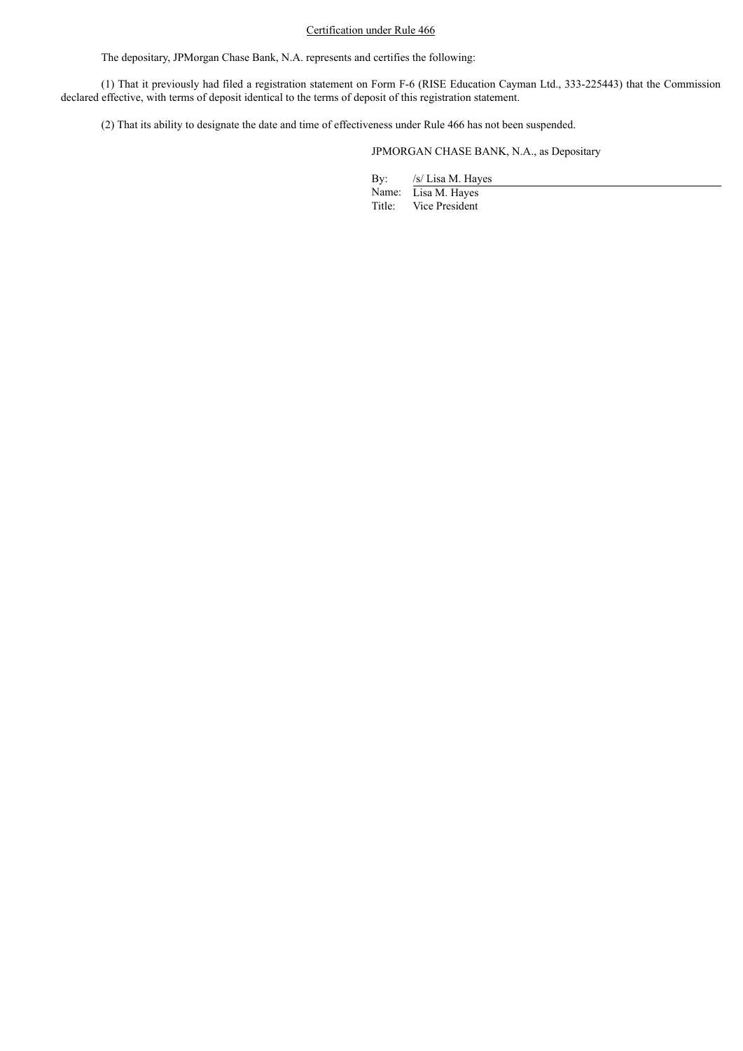Certification under Rule 466

The depositary, JPMorgan Chase Bank, N.A. represents and certifies the following:

(1) That it previously had filed a registration statement on Form F-6 (RISE Education Cayman Ltd., 333-225443) that the Commission declared effective, with terms of deposit identical to the terms of deposit of this registration statement.

(2) That its ability to designate the date and time of effectiveness under Rule 466 has not been suspended.

JPMORGAN CHASE BANK, N.A., as Depositary

By: /s/ Lisa M. Hayes
Name: Lisa M. Hayes
Title: Vice President